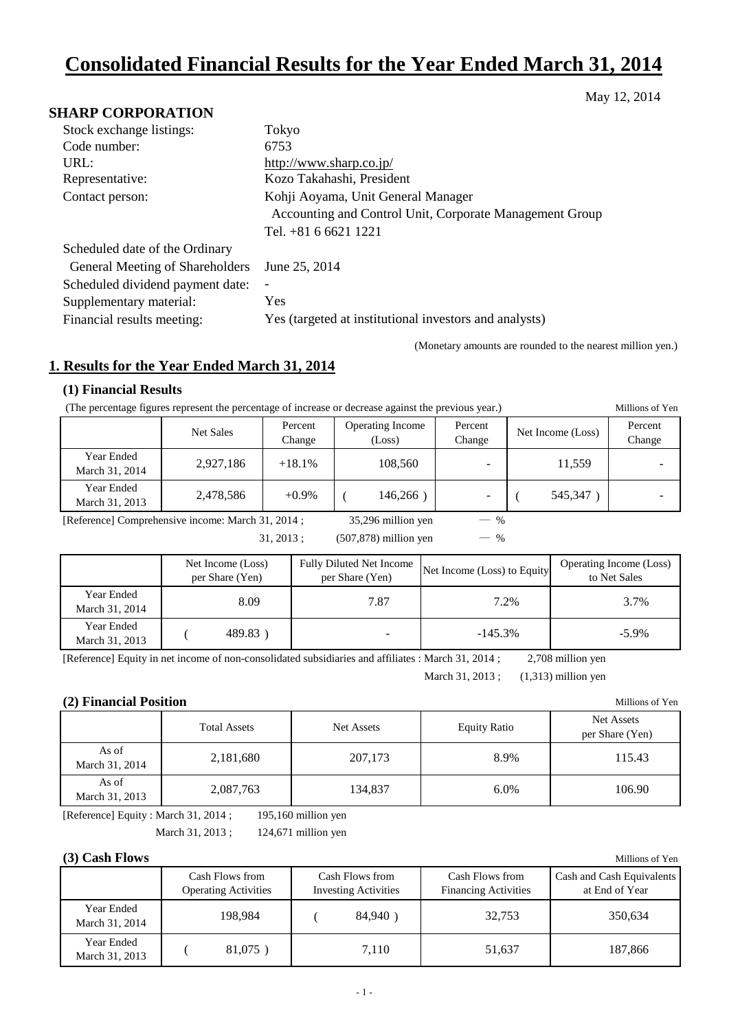# Consolidated Financial Results for the Year Ended March 31, 2014

May 12, 2014

## SHARP CORPORATION

| | |
|---|---|
| Stock exchange listings: | Tokyo |
| Code number: | 6753 |
| URL: | http://www.sharp.co.jp/ |
| Representative: | Kozo Takahashi, President |
| Contact person: | Kohji Aoyama, Unit General Manager<br>Accounting and Control Unit, Corporate Management Group<br>Tel. +81 6 6621 1221 |
| Scheduled date of the Ordinary General Meeting of Shareholders | June 25, 2014 |
| Scheduled dividend payment date: | - |
| Supplementary material: | Yes |
| Financial results meeting: | Yes (targeted at institutional investors and analysts) |

(Monetary amounts are rounded to the nearest million yen.)

## 1. Results for the Year Ended March 31, 2014

### (1) Financial Results

(The percentage figures represent the percentage of increase or decrease against the previous year.) Millions of Yen

| | Net Sales | Percent Change | Operating Income (Loss) | Percent Change | Net Income (Loss) | Percent Change |
|---|---|---|---|---|---|---|
| Year Ended March 31, 2014 | 2,927,186 | +18.1% | 108,560 | - | 11,559 | - |
| Year Ended March 31, 2013 | 2,478,586 | +0.9% | ( 146,266 ) | - | ( 545,347 ) | - |

[Reference] Comprehensive income: March 31, 2014 ; 35,296 million yen — %

31, 2013 ; (507,878) million yen — %

| | Net Income (Loss) per Share (Yen) | Fully Diluted Net Income per Share (Yen) | Net Income (Loss) to Equity | Operating Income (Loss) to Net Sales |
|---|---|---|---|---|
| Year Ended March 31, 2014 | 8.09 | 7.87 | 7.2% | 3.7% |
| Year Ended March 31, 2013 | ( 489.83 ) | - | -145.3% | -5.9% |

[Reference] Equity in net income of non-consolidated subsidiaries and affiliates : March 31, 2014 ; 2,708 million yen

March 31, 2013 ; (1,313) million yen

### (2) Financial Position

Millions of Yen

| | Total Assets | Net Assets | Equity Ratio | Net Assets per Share (Yen) |
|---|---|---|---|---|
| As of March 31, 2014 | 2,181,680 | 207,173 | 8.9% | 115.43 |
| As of March 31, 2013 | 2,087,763 | 134,837 | 6.0% | 106.90 |

[Reference] Equity : March 31, 2014 ; 195,160 million yen

March 31, 2013 ; 124,671 million yen

### (3) Cash Flows

Millions of Yen

| | Cash Flows from Operating Activities | Cash Flows from Investing Activities | Cash Flows from Financing Activities | Cash and Cash Equivalents at End of Year |
|---|---|---|---|---|
| Year Ended March 31, 2014 | 198,984 | ( 84,940 ) | 32,753 | 350,634 |
| Year Ended March 31, 2013 | ( 81,075 ) | 7,110 | 51,637 | 187,866 |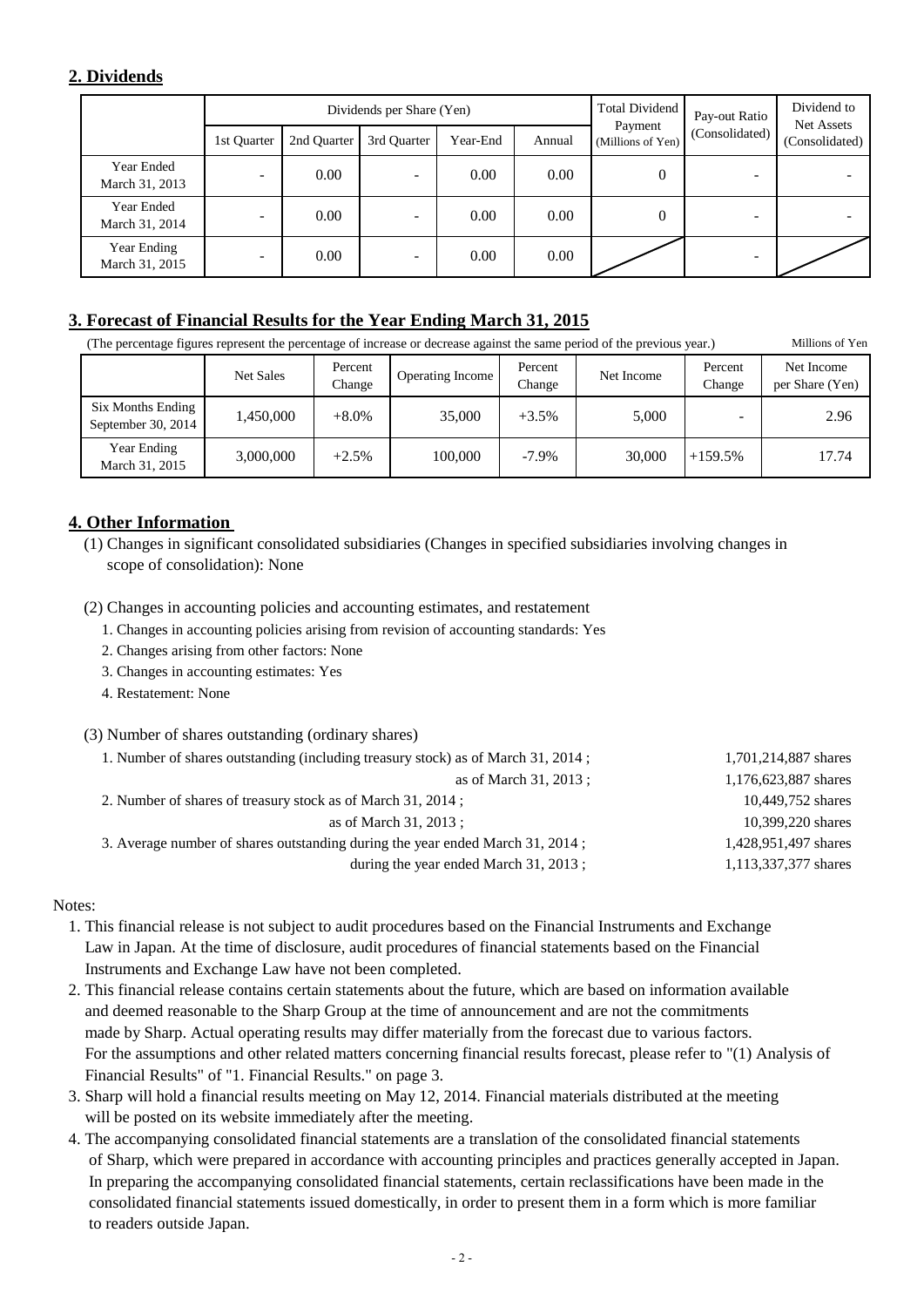## 2. Dividends

| | Dividends per Share (Yen) | | | | | Total Dividend Payment (Millions of Yen) | Pay-out Ratio (Consolidated) | Dividend to Net Assets (Consolidated) |
|---|---|---|---|---|---|---|---|---|
| | 1st Quarter | 2nd Quarter | 3rd Quarter | Year-End | Annual | | | |
| Year Ended March 31, 2013 | - | 0.00 | - | 0.00 | 0.00 | 0 | - | - |
| Year Ended March 31, 2014 | - | 0.00 | - | 0.00 | 0.00 | 0 | - | - |
| Year Ending March 31, 2015 | - | 0.00 | - | 0.00 | 0.00 | | - | |

## 3. Forecast of Financial Results for the Year Ending March 31, 2015

(The percentage figures represent the percentage of increase or decrease against the same period of the previous year.) Millions of Yen

| | Net Sales | Percent Change | Operating Income | Percent Change | Net Income | Percent Change | Net Income per Share (Yen) |
|---|---|---|---|---|---|---|---|
| Six Months Ending September 30, 2014 | 1,450,000 | +8.0% | 35,000 | +3.5% | 5,000 | - | 2.96 |
| Year Ending March 31, 2015 | 3,000,000 | +2.5% | 100,000 | -7.9% | 30,000 | +159.5% | 17.74 |

## 4. Other Information

(1) Changes in significant consolidated subsidiaries (Changes in specified subsidiaries involving changes in scope of consolidation): None

(2) Changes in accounting policies and accounting estimates, and restatement

1. Changes in accounting policies arising from revision of accounting standards: Yes
2. Changes arising from other factors: None
3. Changes in accounting estimates: Yes
4. Restatement: None

(3) Number of shares outstanding (ordinary shares)

| | |
|---|---|
| 1. Number of shares outstanding (including treasury stock) as of March 31, 2014 ; | 1,701,214,887 shares |
| as of March 31, 2013 ; | 1,176,623,887 shares |
| 2. Number of shares of treasury stock as of March 31, 2014 ; | 10,449,752 shares |
| as of March 31, 2013 ; | 10,399,220 shares |
| 3. Average number of shares outstanding during the year ended March 31, 2014 ; | 1,428,951,497 shares |
| during the year ended March 31, 2013 ; | 1,113,337,377 shares |

Notes:

1. This financial release is not subject to audit procedures based on the Financial Instruments and Exchange Law in Japan. At the time of disclosure, audit procedures of financial statements based on the Financial Instruments and Exchange Law have not been completed.
2. This financial release contains certain statements about the future, which are based on information available and deemed reasonable to the Sharp Group at the time of announcement and are not the commitments made by Sharp. Actual operating results may differ materially from the forecast due to various factors. For the assumptions and other related matters concerning financial results forecast, please refer to "(1) Analysis of Financial Results" of "1. Financial Results." on page 3.
3. Sharp will hold a financial results meeting on May 12, 2014. Financial materials distributed at the meeting will be posted on its website immediately after the meeting.
4. The accompanying consolidated financial statements are a translation of the consolidated financial statements of Sharp, which were prepared in accordance with accounting principles and practices generally accepted in Japan. In preparing the accompanying consolidated financial statements, certain reclassifications have been made in the consolidated financial statements issued domestically, in order to present them in a form which is more familiar to readers outside Japan.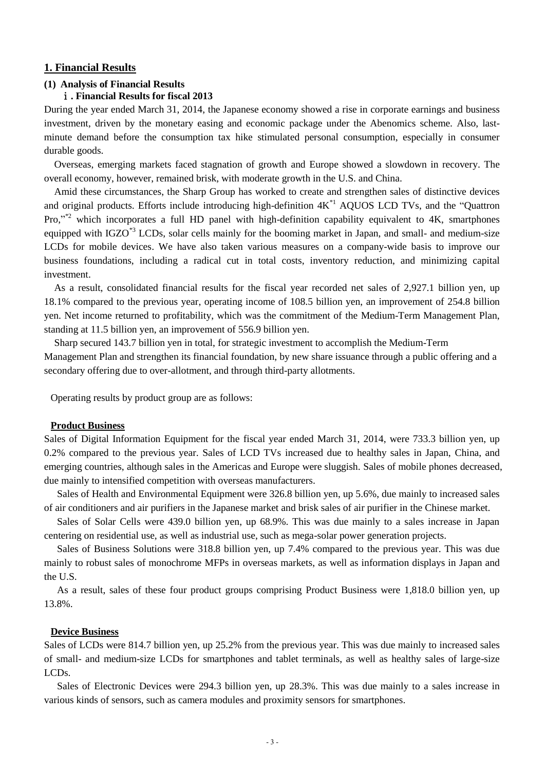## 1. Financial Results

### (1) Analysis of Financial Results

#### ⅰ. Financial Results for fiscal 2013

During the year ended March 31, 2014, the Japanese economy showed a rise in corporate earnings and business investment, driven by the monetary easing and economic package under the Abenomics scheme. Also, last-minute demand before the consumption tax hike stimulated personal consumption, especially in consumer durable goods.

Overseas, emerging markets faced stagnation of growth and Europe showed a slowdown in recovery. The overall economy, however, remained brisk, with moderate growth in the U.S. and China.

Amid these circumstances, the Sharp Group has worked to create and strengthen sales of distinctive devices and original products. Efforts include introducing high-definition 4K[*1] AQUOS LCD TVs, and the "Quattron Pro,"[*2] which incorporates a full HD panel with high-definition capability equivalent to 4K, smartphones equipped with IGZO[*3] LCDs, solar cells mainly for the booming market in Japan, and small- and medium-size LCDs for mobile devices. We have also taken various measures on a company-wide basis to improve our business foundations, including a radical cut in total costs, inventory reduction, and minimizing capital investment.

As a result, consolidated financial results for the fiscal year recorded net sales of 2,927.1 billion yen, up 18.1% compared to the previous year, operating income of 108.5 billion yen, an improvement of 254.8 billion yen. Net income returned to profitability, which was the commitment of the Medium-Term Management Plan, standing at 11.5 billion yen, an improvement of 556.9 billion yen.

Sharp secured 143.7 billion yen in total, for strategic investment to accomplish the Medium-Term Management Plan and strengthen its financial foundation, by new share issuance through a public offering and a secondary offering due to over-allotment, and through third-party allotments.

Operating results by product group are as follows:

**Product Business**

Sales of Digital Information Equipment for the fiscal year ended March 31, 2014, were 733.3 billion yen, up 0.2% compared to the previous year. Sales of LCD TVs increased due to healthy sales in Japan, China, and emerging countries, although sales in the Americas and Europe were sluggish. Sales of mobile phones decreased, due mainly to intensified competition with overseas manufacturers.

Sales of Health and Environmental Equipment were 326.8 billion yen, up 5.6%, due mainly to increased sales of air conditioners and air purifiers in the Japanese market and brisk sales of air purifier in the Chinese market.

Sales of Solar Cells were 439.0 billion yen, up 68.9%. This was due mainly to a sales increase in Japan centering on residential use, as well as industrial use, such as mega-solar power generation projects.

Sales of Business Solutions were 318.8 billion yen, up 7.4% compared to the previous year. This was due mainly to robust sales of monochrome MFPs in overseas markets, as well as information displays in Japan and the U.S.

As a result, sales of these four product groups comprising Product Business were 1,818.0 billion yen, up 13.8%.

**Device Business**

Sales of LCDs were 814.7 billion yen, up 25.2% from the previous year. This was due mainly to increased sales of small- and medium-size LCDs for smartphones and tablet terminals, as well as healthy sales of large-size LCDs.

Sales of Electronic Devices were 294.3 billion yen, up 28.3%. This was due mainly to a sales increase in various kinds of sensors, such as camera modules and proximity sensors for smartphones.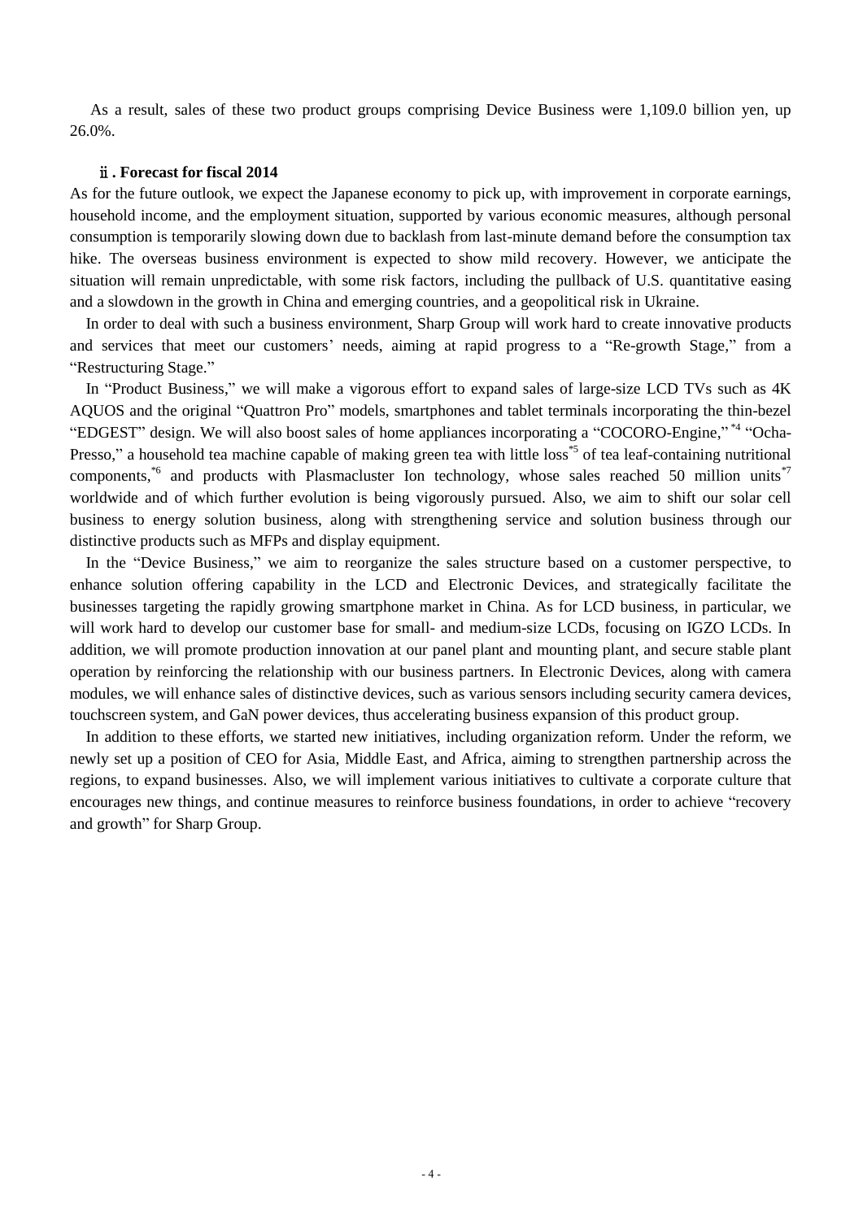As a result, sales of these two product groups comprising Device Business were 1,109.0 billion yen, up 26.0%.

### ⅱ. Forecast for fiscal 2014

As for the future outlook, we expect the Japanese economy to pick up, with improvement in corporate earnings, household income, and the employment situation, supported by various economic measures, although personal consumption is temporarily slowing down due to backlash from last-minute demand before the consumption tax hike. The overseas business environment is expected to show mild recovery. However, we anticipate the situation will remain unpredictable, with some risk factors, including the pullback of U.S. quantitative easing and a slowdown in the growth in China and emerging countries, and a geopolitical risk in Ukraine.

In order to deal with such a business environment, Sharp Group will work hard to create innovative products and services that meet our customers' needs, aiming at rapid progress to a "Re-growth Stage," from a "Restructuring Stage."

In "Product Business," we will make a vigorous effort to expand sales of large-size LCD TVs such as 4K AQUOS and the original "Quattron Pro" models, smartphones and tablet terminals incorporating the thin-bezel "EDGEST" design. We will also boost sales of home appliances incorporating a "COCORO-Engine,"[*4] "Ocha-Presso," a household tea machine capable of making green tea with little loss[*5] of tea leaf-containing nutritional components,[*6] and products with Plasmacluster Ion technology, whose sales reached 50 million units[*7] worldwide and of which further evolution is being vigorously pursued. Also, we aim to shift our solar cell business to energy solution business, along with strengthening service and solution business through our distinctive products such as MFPs and display equipment.

In the "Device Business," we aim to reorganize the sales structure based on a customer perspective, to enhance solution offering capability in the LCD and Electronic Devices, and strategically facilitate the businesses targeting the rapidly growing smartphone market in China. As for LCD business, in particular, we will work hard to develop our customer base for small- and medium-size LCDs, focusing on IGZO LCDs. In addition, we will promote production innovation at our panel plant and mounting plant, and secure stable plant operation by reinforcing the relationship with our business partners. In Electronic Devices, along with camera modules, we will enhance sales of distinctive devices, such as various sensors including security camera devices, touchscreen system, and GaN power devices, thus accelerating business expansion of this product group.

In addition to these efforts, we started new initiatives, including organization reform. Under the reform, we newly set up a position of CEO for Asia, Middle East, and Africa, aiming to strengthen partnership across the regions, to expand businesses. Also, we will implement various initiatives to cultivate a corporate culture that encourages new things, and continue measures to reinforce business foundations, in order to achieve "recovery and growth" for Sharp Group.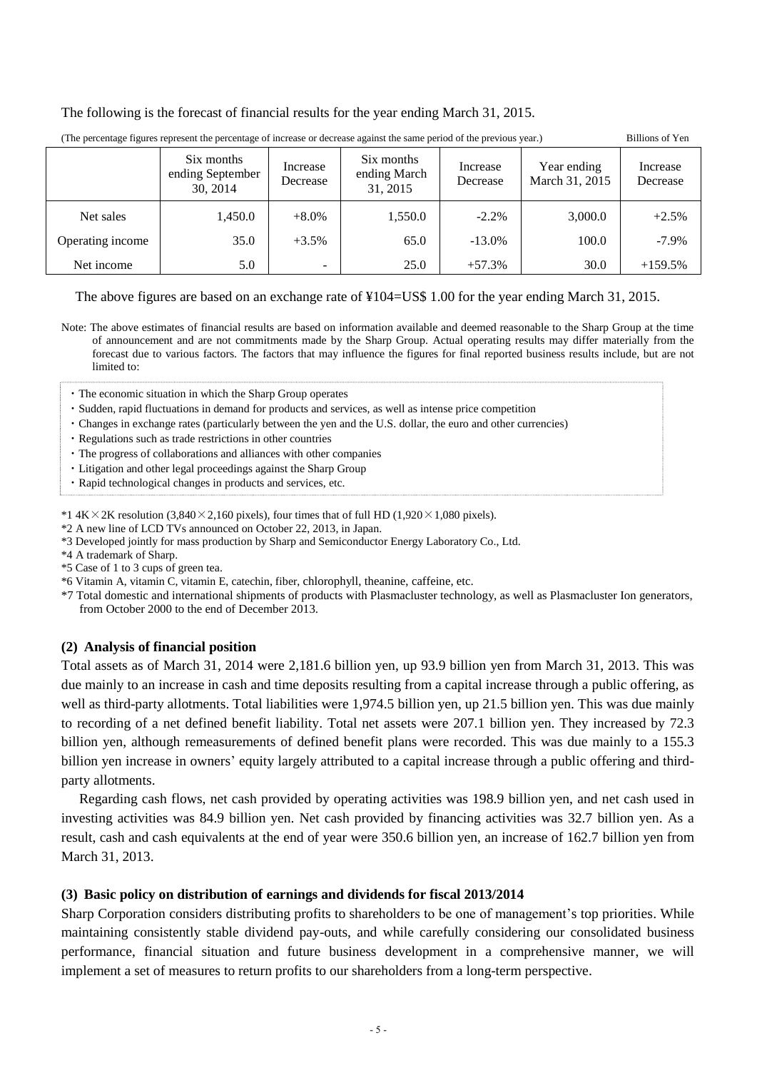The following is the forecast of financial results for the year ending March 31, 2015.

(The percentage figures represent the percentage of increase or decrease against the same period of the previous year.) Billions of Yen

| | Six months ending September 30, 2014 | Increase Decrease | Six months ending March 31, 2015 | Increase Decrease | Year ending March 31, 2015 | Increase Decrease |
|---|---|---|---|---|---|---|
| Net sales | 1,450.0 | +8.0% | 1,550.0 | -2.2% | 3,000.0 | +2.5% |
| Operating income | 35.0 | +3.5% | 65.0 | -13.0% | 100.0 | -7.9% |
| Net income | 5.0 | - | 25.0 | +57.3% | 30.0 | +159.5% |

The above figures are based on an exchange rate of ¥104=US$ 1.00 for the year ending March 31, 2015.

Note: The above estimates of financial results are based on information available and deemed reasonable to the Sharp Group at the time of announcement and are not commitments made by the Sharp Group. Actual operating results may differ materially from the forecast due to various factors. The factors that may influence the figures for final reported business results include, but are not limited to:

- The economic situation in which the Sharp Group operates
- Sudden, rapid fluctuations in demand for products and services, as well as intense price competition
- Changes in exchange rates (particularly between the yen and the U.S. dollar, the euro and other currencies)
- Regulations such as trade restrictions in other countries
- The progress of collaborations and alliances with other companies
- Litigation and other legal proceedings against the Sharp Group
- Rapid technological changes in products and services, etc.

*1 4K×2K resolution (3,840×2,160 pixels), four times that of full HD (1,920×1,080 pixels).

*2 A new line of LCD TVs announced on October 22, 2013, in Japan.

*3 Developed jointly for mass production by Sharp and Semiconductor Energy Laboratory Co., Ltd.

*4 A trademark of Sharp.

*5 Case of 1 to 3 cups of green tea.

*6 Vitamin A, vitamin C, vitamin E, catechin, fiber, chlorophyll, theanine, caffeine, etc.

*7 Total domestic and international shipments of products with Plasmacluster technology, as well as Plasmacluster Ion generators, from October 2000 to the end of December 2013.

**(2) Analysis of financial position**

Total assets as of March 31, 2014 were 2,181.6 billion yen, up 93.9 billion yen from March 31, 2013. This was due mainly to an increase in cash and time deposits resulting from a capital increase through a public offering, as well as third-party allotments. Total liabilities were 1,974.5 billion yen, up 21.5 billion yen. This was due mainly to recording of a net defined benefit liability. Total net assets were 207.1 billion yen. They increased by 72.3 billion yen, although remeasurements of defined benefit plans were recorded. This was due mainly to a 155.3 billion yen increase in owners' equity largely attributed to a capital increase through a public offering and third-party allotments.

Regarding cash flows, net cash provided by operating activities was 198.9 billion yen, and net cash used in investing activities was 84.9 billion yen. Net cash provided by financing activities was 32.7 billion yen. As a result, cash and cash equivalents at the end of year were 350.6 billion yen, an increase of 162.7 billion yen from March 31, 2013.

**(3) Basic policy on distribution of earnings and dividends for fiscal 2013/2014**

Sharp Corporation considers distributing profits to shareholders to be one of management's top priorities. While maintaining consistently stable dividend pay-outs, and while carefully considering our consolidated business performance, financial situation and future business development in a comprehensive manner, we will implement a set of measures to return profits to our shareholders from a long-term perspective.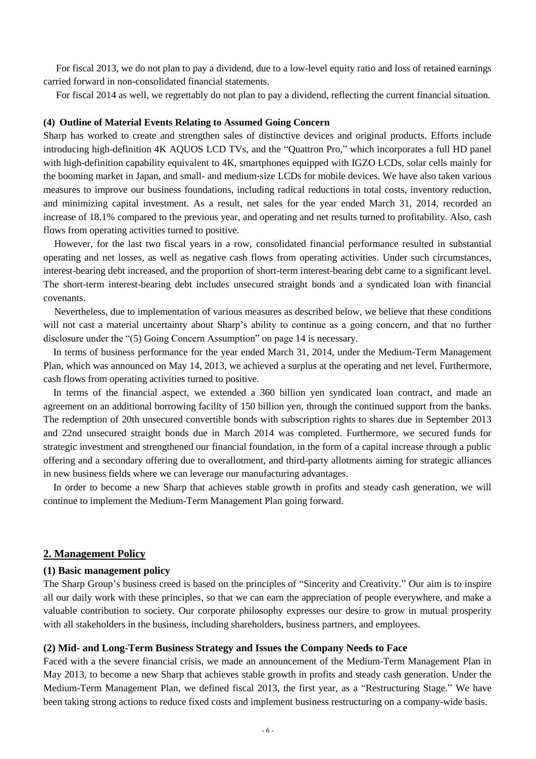For fiscal 2013, we do not plan to pay a dividend, due to a low-level equity ratio and loss of retained earnings carried forward in non-consolidated financial statements.

For fiscal 2014 as well, we regrettably do not plan to pay a dividend, reflecting the current financial situation.

#### (4) Outline of Material Events Relating to Assumed Going Concern

Sharp has worked to create and strengthen sales of distinctive devices and original products. Efforts include introducing high-definition 4K AQUOS LCD TVs, and the "Quattron Pro," which incorporates a full HD panel with high-definition capability equivalent to 4K, smartphones equipped with IGZO LCDs, solar cells mainly for the booming market in Japan, and small- and medium-size LCDs for mobile devices. We have also taken various measures to improve our business foundations, including radical reductions in total costs, inventory reduction, and minimizing capital investment. As a result, net sales for the year ended March 31, 2014, recorded an increase of 18.1% compared to the previous year, and operating and net results turned to profitability. Also, cash flows from operating activities turned to positive.

However, for the last two fiscal years in a row, consolidated financial performance resulted in substantial operating and net losses, as well as negative cash flows from operating activities. Under such circumstances, interest-bearing debt increased, and the proportion of short-term interest-bearing debt came to a significant level. The short-term interest-bearing debt includes unsecured straight bonds and a syndicated loan with financial covenants.

Nevertheless, due to implementation of various measures as described below, we believe that these conditions will not cast a material uncertainty about Sharp's ability to continue as a going concern, and that no further disclosure under the "(5) Going Concern Assumption" on page 14 is necessary.

In terms of business performance for the year ended March 31, 2014, under the Medium-Term Management Plan, which was announced on May 14, 2013, we achieved a surplus at the operating and net level. Furthermore, cash flows from operating activities turned to positive.

In terms of the financial aspect, we extended a 360 billion yen syndicated loan contract, and made an agreement on an additional borrowing facility of 150 billion yen, through the continued support from the banks. The redemption of 20th unsecured convertible bonds with subscription rights to shares due in September 2013 and 22nd unsecured straight bonds due in March 2014 was completed. Furthermore, we secured funds for strategic investment and strengthened our financial foundation, in the form of a capital increase through a public offering and a secondary offering due to overallotment, and third-party allotments aiming for strategic alliances in new business fields where we can leverage our manufacturing advantages.

In order to become a new Sharp that achieves stable growth in profits and steady cash generation, we will continue to implement the Medium-Term Management Plan going forward.

## 2. Management Policy

#### (1) Basic management policy

The Sharp Group's business creed is based on the principles of "Sincerity and Creativity." Our aim is to inspire all our daily work with these principles, so that we can earn the appreciation of people everywhere, and make a valuable contribution to society. Our corporate philosophy expresses our desire to grow in mutual prosperity with all stakeholders in the business, including shareholders, business partners, and employees.

#### (2) Mid- and Long-Term Business Strategy and Issues the Company Needs to Face

Faced with a the severe financial crisis, we made an announcement of the Medium-Term Management Plan in May 2013, to become a new Sharp that achieves stable growth in profits and steady cash generation. Under the Medium-Term Management Plan, we defined fiscal 2013, the first year, as a "Restructuring Stage." We have been taking strong actions to reduce fixed costs and implement business restructuring on a company-wide basis.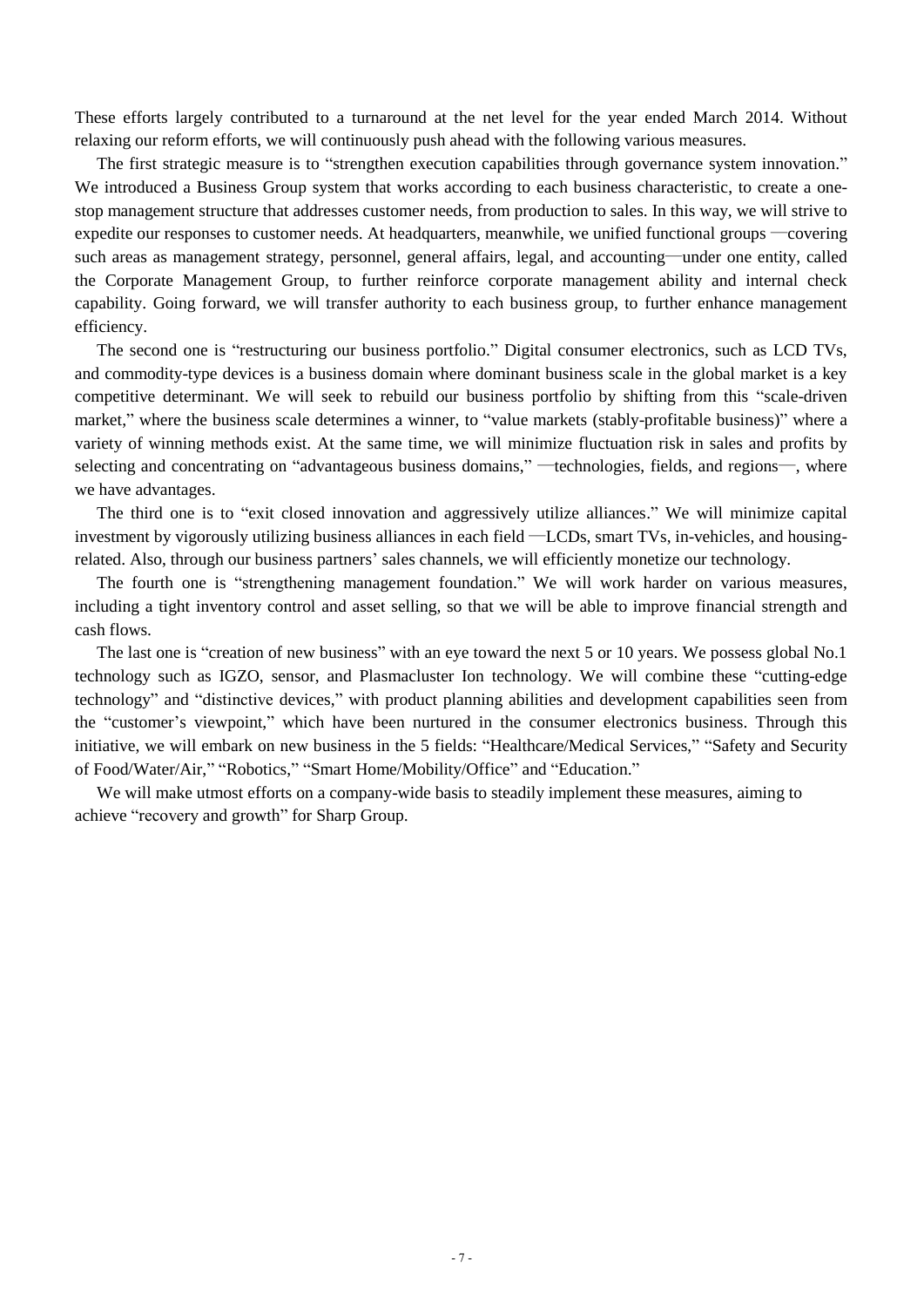These efforts largely contributed to a turnaround at the net level for the year ended March 2014. Without relaxing our reform efforts, we will continuously push ahead with the following various measures.

The first strategic measure is to "strengthen execution capabilities through governance system innovation." We introduced a Business Group system that works according to each business characteristic, to create a one-stop management structure that addresses customer needs, from production to sales. In this way, we will strive to expedite our responses to customer needs. At headquarters, meanwhile, we unified functional groups —covering such areas as management strategy, personnel, general affairs, legal, and accounting—under one entity, called the Corporate Management Group, to further reinforce corporate management ability and internal check capability. Going forward, we will transfer authority to each business group, to further enhance management efficiency.

The second one is "restructuring our business portfolio." Digital consumer electronics, such as LCD TVs, and commodity-type devices is a business domain where dominant business scale in the global market is a key competitive determinant. We will seek to rebuild our business portfolio by shifting from this "scale-driven market," where the business scale determines a winner, to "value markets (stably-profitable business)" where a variety of winning methods exist. At the same time, we will minimize fluctuation risk in sales and profits by selecting and concentrating on "advantageous business domains," —technologies, fields, and regions—, where we have advantages.

The third one is to "exit closed innovation and aggressively utilize alliances." We will minimize capital investment by vigorously utilizing business alliances in each field —LCDs, smart TVs, in-vehicles, and housing-related. Also, through our business partners' sales channels, we will efficiently monetize our technology.

The fourth one is "strengthening management foundation." We will work harder on various measures, including a tight inventory control and asset selling, so that we will be able to improve financial strength and cash flows.

The last one is "creation of new business" with an eye toward the next 5 or 10 years. We possess global No.1 technology such as IGZO, sensor, and Plasmacluster Ion technology. We will combine these "cutting-edge technology" and "distinctive devices," with product planning abilities and development capabilities seen from the "customer's viewpoint," which have been nurtured in the consumer electronics business. Through this initiative, we will embark on new business in the 5 fields: "Healthcare/Medical Services," "Safety and Security of Food/Water/Air," "Robotics," "Smart Home/Mobility/Office" and "Education."

We will make utmost efforts on a company-wide basis to steadily implement these measures, aiming to achieve "recovery and growth" for Sharp Group.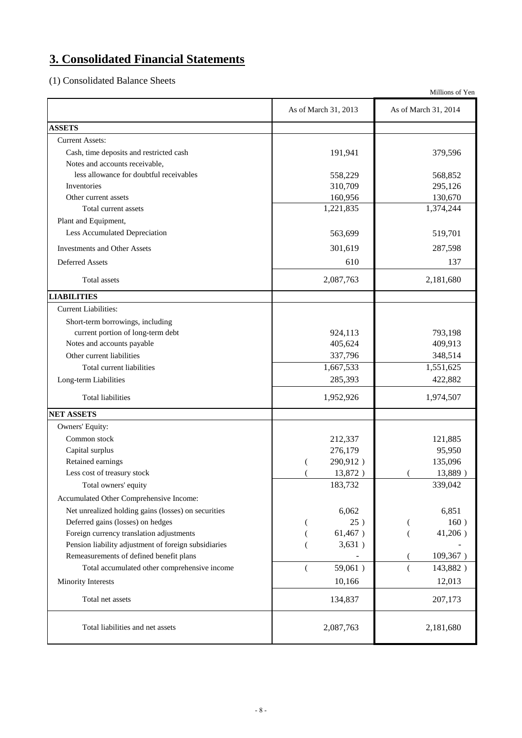# 3. Consolidated Financial Statements

(1) Consolidated Balance Sheets

Millions of Yen

| | As of March 31, 2013 | As of March 31, 2014 |
|---|---|---|
| **ASSETS** | | |
| Current Assets: | | |
| Cash, time deposits and restricted cash | 191,941 | 379,596 |
| Notes and accounts receivable, less allowance for doubtful receivables | 558,229 | 568,852 |
| Inventories | 310,709 | 295,126 |
| Other current assets | 160,956 | 130,670 |
| Total current assets | 1,221,835 | 1,374,244 |
| Plant and Equipment, Less Accumulated Depreciation | 563,699 | 519,701 |
| Investments and Other Assets | 301,619 | 287,598 |
| Deferred Assets | 610 | 137 |
| Total assets | 2,087,763 | 2,181,680 |
| **LIABILITIES** | | |
| Current Liabilities: | | |
| Short-term borrowings, including current portion of long-term debt | 924,113 | 793,198 |
| Notes and accounts payable | 405,624 | 409,913 |
| Other current liabilities | 337,796 | 348,514 |
| Total current liabilities | 1,667,533 | 1,551,625 |
| Long-term Liabilities | 285,393 | 422,882 |
| Total liabilities | 1,952,926 | 1,974,507 |
| **NET ASSETS** | | |
| Owners' Equity: | | |
| Common stock | 212,337 | 121,885 |
| Capital surplus | 276,179 | 95,950 |
| Retained earnings | ( 290,912 ) | 135,096 |
| Less cost of treasury stock | ( 13,872 ) | ( 13,889 ) |
| Total owners' equity | 183,732 | 339,042 |
| Accumulated Other Comprehensive Income: | | |
| Net unrealized holding gains (losses) on securities | 6,062 | 6,851 |
| Deferred gains (losses) on hedges | ( 25 ) | ( 160 ) |
| Foreign currency translation adjustments | ( 61,467 ) | ( 41,206 ) |
| Pension liability adjustment of foreign subsidiaries | ( 3,631 ) | - |
| Remeasurements of defined benefit plans | - | ( 109,367 ) |
| Total accumulated other comprehensive income | ( 59,061 ) | ( 143,882 ) |
| Minority Interests | 10,166 | 12,013 |
| Total net assets | 134,837 | 207,173 |
| Total liabilities and net assets | 2,087,763 | 2,181,680 |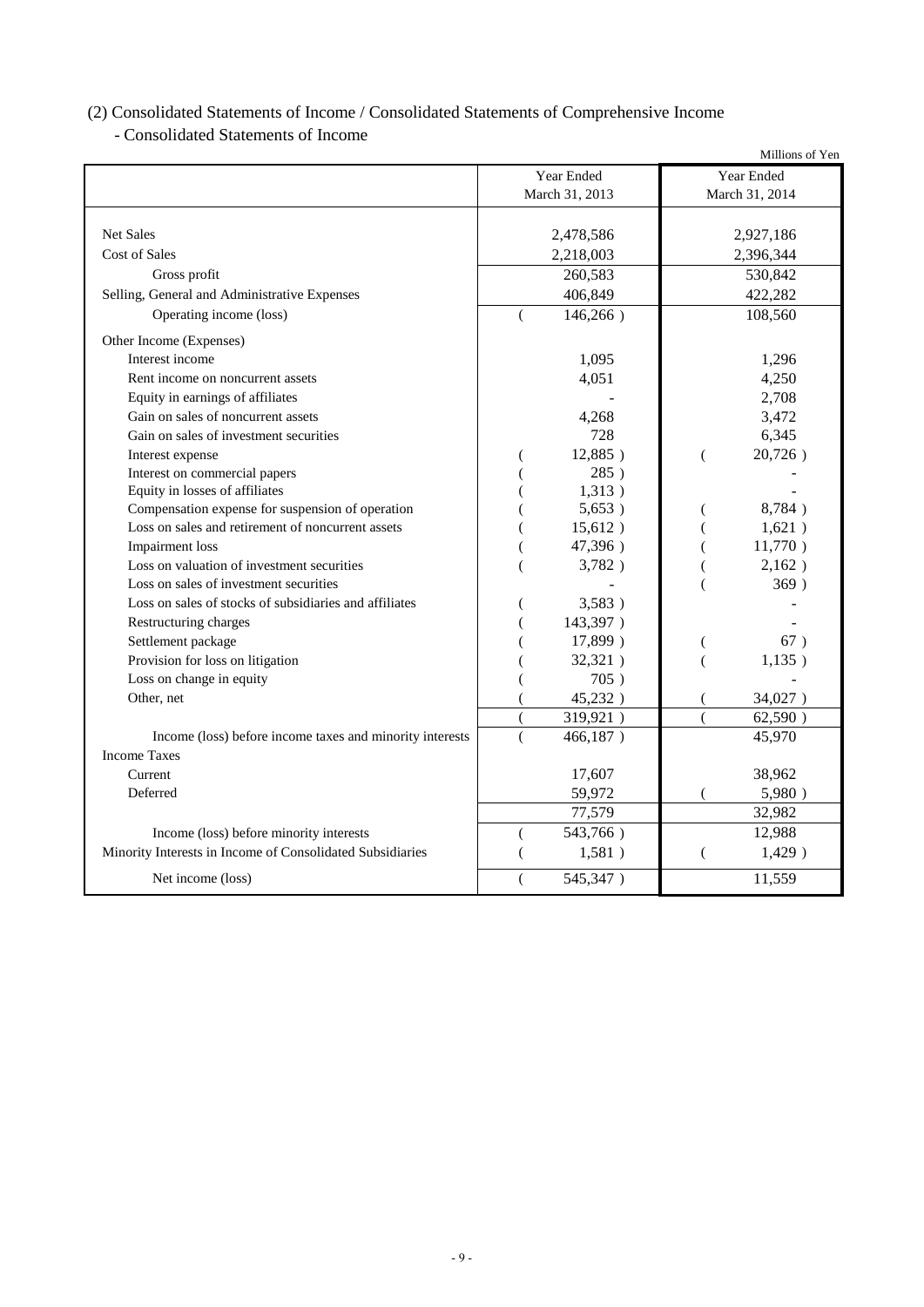## (2) Consolidated Statements of Income / Consolidated Statements of Comprehensive Income

### - Consolidated Statements of Income

Millions of Yen

| | Year Ended March 31, 2013 | Year Ended March 31, 2014 |
|---|---|---|
| Net Sales | 2,478,586 | 2,927,186 |
| Cost of Sales | 2,218,003 | 2,396,344 |
| Gross profit | 260,583 | 530,842 |
| Selling, General and Administrative Expenses | 406,849 | 422,282 |
| Operating income (loss) | ( 146,266 ) | 108,560 |
| Other Income (Expenses) | | |
| Interest income | 1,095 | 1,296 |
| Rent income on noncurrent assets | 4,051 | 4,250 |
| Equity in earnings of affiliates | - | 2,708 |
| Gain on sales of noncurrent assets | 4,268 | 3,472 |
| Gain on sales of investment securities | 728 | 6,345 |
| Interest expense | ( 12,885 ) | ( 20,726 ) |
| Interest on commercial papers | ( 285 ) | - |
| Equity in losses of affiliates | ( 1,313 ) | - |
| Compensation expense for suspension of operation | ( 5,653 ) | ( 8,784 ) |
| Loss on sales and retirement of noncurrent assets | ( 15,612 ) | ( 1,621 ) |
| Impairment loss | ( 47,396 ) | ( 11,770 ) |
| Loss on valuation of investment securities | ( 3,782 ) | ( 2,162 ) |
| Loss on sales of investment securities | - | ( 369 ) |
| Loss on sales of stocks of subsidiaries and affiliates | ( 3,583 ) | - |
| Restructuring charges | ( 143,397 ) | - |
| Settlement package | ( 17,899 ) | ( 67 ) |
| Provision for loss on litigation | ( 32,321 ) | ( 1,135 ) |
| Loss on change in equity | ( 705 ) | - |
| Other, net | ( 45,232 ) | ( 34,027 ) |
| | ( 319,921 ) | ( 62,590 ) |
| Income (loss) before income taxes and minority interests | ( 466,187 ) | 45,970 |
| Income Taxes | | |
| Current | 17,607 | 38,962 |
| Deferred | 59,972 | ( 5,980 ) |
| | 77,579 | 32,982 |
| Income (loss) before minority interests | ( 543,766 ) | 12,988 |
| Minority Interests in Income of Consolidated Subsidiaries | ( 1,581 ) | ( 1,429 ) |
| Net income (loss) | ( 545,347 ) | 11,559 |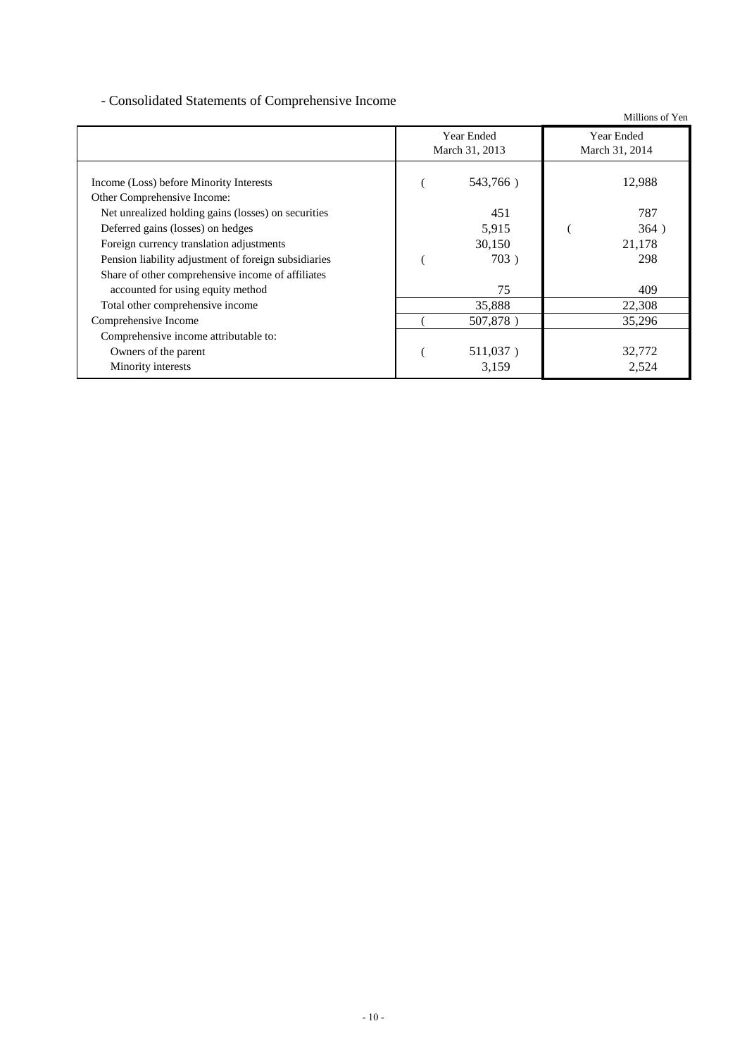## - Consolidated Statements of Comprehensive Income

Millions of Yen

| | Year Ended March 31, 2013 | Year Ended March 31, 2014 |
|---|---|---|
| Income (Loss) before Minority Interests | ( 543,766 ) | 12,988 |
| Other Comprehensive Income: | | |
| Net unrealized holding gains (losses) on securities | 451 | 787 |
| Deferred gains (losses) on hedges | 5,915 | ( 364 ) |
| Foreign currency translation adjustments | 30,150 | 21,178 |
| Pension liability adjustment of foreign subsidiaries | ( 703 ) | 298 |
| Share of other comprehensive income of affiliates accounted for using equity method | 75 | 409 |
| Total other comprehensive income | 35,888 | 22,308 |
| Comprehensive Income | ( 507,878 ) | 35,296 |
| Comprehensive income attributable to: | | |
| Owners of the parent | ( 511,037 ) | 32,772 |
| Minority interests | 3,159 | 2,524 |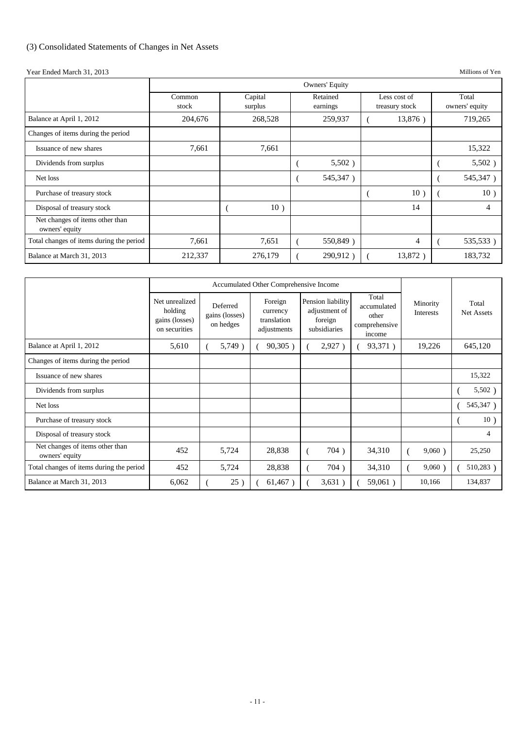(3) Consolidated Statements of Changes in Net Assets

Year Ended March 31, 2013

Millions of Yen

| | Owners' Equity | | | | |
|---|---|---|---|---|---|
| | Common stock | Capital surplus | Retained earnings | Less cost of treasury stock | Total owners' equity |
| Balance at April 1, 2012 | 204,676 | 268,528 | 259,937 | ( 13,876 ) | 719,265 |
| Changes of items during the period | | | | | |
| Issuance of new shares | 7,661 | 7,661 | | | 15,322 |
| Dividends from surplus | | | ( 5,502 ) | | ( 5,502 ) |
| Net loss | | | ( 545,347 ) | | ( 545,347 ) |
| Purchase of treasury stock | | | | ( 10 ) | ( 10 ) |
| Disposal of treasury stock | | ( 10 ) | | 14 | 4 |
| Net changes of items other than owners' equity | | | | | |
| Total changes of items during the period | 7,661 | 7,651 | ( 550,849 ) | 4 | ( 535,533 ) |
| Balance at March 31, 2013 | 212,337 | 276,179 | ( 290,912 ) | ( 13,872 ) | 183,732 |

| | Accumulated Other Comprehensive Income | | | | | | |
|---|---|---|---|---|---|---|---|
| | Net unrealized holding gains (losses) on securities | Deferred gains (losses) on hedges | Foreign currency translation adjustments | Pension liability adjustment of foreign subsidiaries | Total accumulated other comprehensive income | Minority Interests | Total Net Assets |
| Balance at April 1, 2012 | 5,610 | ( 5,749 ) | ( 90,305 ) | ( 2,927 ) | ( 93,371 ) | 19,226 | 645,120 |
| Changes of items during the period | | | | | | | |
| Issuance of new shares | | | | | | | 15,322 |
| Dividends from surplus | | | | | | | ( 5,502 ) |
| Net loss | | | | | | | ( 545,347 ) |
| Purchase of treasury stock | | | | | | | ( 10 ) |
| Disposal of treasury stock | | | | | | | 4 |
| Net changes of items other than owners' equity | 452 | 5,724 | 28,838 | ( 704 ) | 34,310 | ( 9,060 ) | 25,250 |
| Total changes of items during the period | 452 | 5,724 | 28,838 | ( 704 ) | 34,310 | ( 9,060 ) | ( 510,283 ) |
| Balance at March 31, 2013 | 6,062 | ( 25 ) | ( 61,467 ) | ( 3,631 ) | ( 59,061 ) | 10,166 | 134,837 |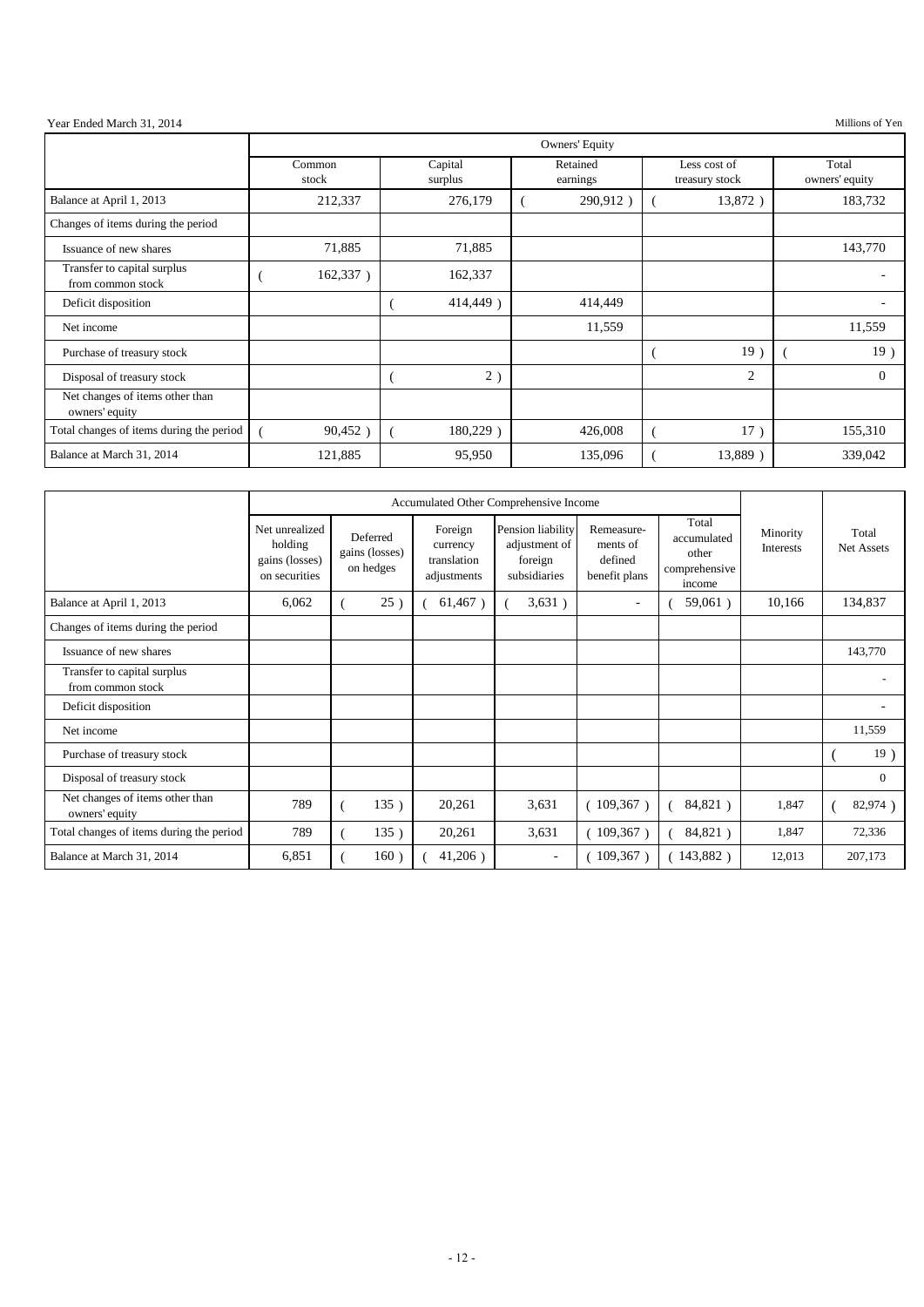Year Ended March 31, 2014

Millions of Yen

| | Owners' Equity | | | | |
|---|---|---|---|---|---|
| | Common stock | Capital surplus | Retained earnings | Less cost of treasury stock | Total owners' equity |
| Balance at April 1, 2013 | 212,337 | 276,179 | ( 290,912 ) | ( 13,872 ) | 183,732 |
| Changes of items during the period | | | | | |
| Issuance of new shares | 71,885 | 71,885 | | | 143,770 |
| Transfer to capital surplus from common stock | ( 162,337 ) | 162,337 | | | - |
| Deficit disposition | | ( 414,449 ) | 414,449 | | - |
| Net income | | | 11,559 | | 11,559 |
| Purchase of treasury stock | | | | ( 19 ) | ( 19 ) |
| Disposal of treasury stock | | ( 2 ) | | 2 | 0 |
| Net changes of items other than owners' equity | | | | | |
| Total changes of items during the period | ( 90,452 ) | ( 180,229 ) | 426,008 | ( 17 ) | 155,310 |
| Balance at March 31, 2014 | 121,885 | 95,950 | 135,096 | ( 13,889 ) | 339,042 |

| | Accumulated Other Comprehensive Income | | | | | | | |
|---|---|---|---|---|---|---|---|---|
| | Net unrealized holding gains (losses) on securities | Deferred gains (losses) on hedges | Foreign currency translation adjustments | Pension liability adjustment of foreign subsidiaries | Remeasurements of defined benefit plans | Total accumulated other comprehensive income | Minority Interests | Total Net Assets |
| Balance at April 1, 2013 | 6,062 | ( 25 ) | ( 61,467 ) | ( 3,631 ) | - | ( 59,061 ) | 10,166 | 134,837 |
| Changes of items during the period | | | | | | | | |
| Issuance of new shares | | | | | | | | 143,770 |
| Transfer to capital surplus from common stock | | | | | | | | - |
| Deficit disposition | | | | | | | | - |
| Net income | | | | | | | | 11,559 |
| Purchase of treasury stock | | | | | | | | ( 19 ) |
| Disposal of treasury stock | | | | | | | | 0 |
| Net changes of items other than owners' equity | 789 | ( 135 ) | 20,261 | 3,631 | ( 109,367 ) | ( 84,821 ) | 1,847 | ( 82,974 ) |
| Total changes of items during the period | 789 | ( 135 ) | 20,261 | 3,631 | ( 109,367 ) | ( 84,821 ) | 1,847 | 72,336 |
| Balance at March 31, 2014 | 6,851 | ( 160 ) | ( 41,206 ) | - | ( 109,367 ) | ( 143,882 ) | 12,013 | 207,173 |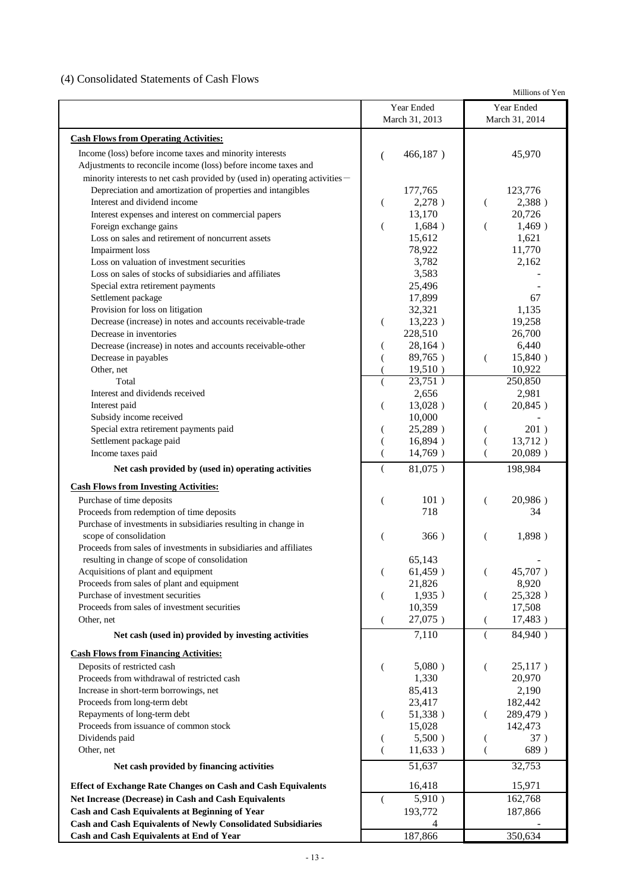## (4) Consolidated Statements of Cash Flows

Millions of Yen

| | Year Ended March 31, 2013 | Year Ended March 31, 2014 |
|---|---|---|
| **Cash Flows from Operating Activities:** | | |
| Income (loss) before income taxes and minority interests | ( 466,187 ) | 45,970 |
| Adjustments to reconcile income (loss) before income taxes and minority interests to net cash provided by (used in) operating activities－ | | |
| Depreciation and amortization of properties and intangibles | 177,765 | 123,776 |
| Interest and dividend income | ( 2,278 ) | ( 2,388 ) |
| Interest expenses and interest on commercial papers | 13,170 | 20,726 |
| Foreign exchange gains | ( 1,684 ) | ( 1,469 ) |
| Loss on sales and retirement of noncurrent assets | 15,612 | 1,621 |
| Impairment loss | 78,922 | 11,770 |
| Loss on valuation of investment securities | 3,782 | 2,162 |
| Loss on sales of stocks of subsidiaries and affiliates | 3,583 | - |
| Special extra retirement payments | 25,496 | - |
| Settlement package | 17,899 | 67 |
| Provision for loss on litigation | 32,321 | 1,135 |
| Decrease (increase) in notes and accounts receivable-trade | ( 13,223 ) | 19,258 |
| Decrease in inventories | 228,510 | 26,700 |
| Decrease (increase) in notes and accounts receivable-other | ( 28,164 ) | 6,440 |
| Decrease in payables | ( 89,765 ) | ( 15,840 ) |
| Other, net | ( 19,510 ) | 10,922 |
| Total | ( 23,751 ) | 250,850 |
| Interest and dividends received | 2,656 | 2,981 |
| Interest paid | ( 13,028 ) | ( 20,845 ) |
| Subsidy income received | 10,000 | - |
| Special extra retirement payments paid | ( 25,289 ) | ( 201 ) |
| Settlement package paid | ( 16,894 ) | ( 13,712 ) |
| Income taxes paid | ( 14,769 ) | ( 20,089 ) |
| **Net cash provided by (used in) operating activities** | ( 81,075 ) | 198,984 |
| **Cash Flows from Investing Activities:** | | |
| Purchase of time deposits | ( 101 ) | ( 20,986 ) |
| Proceeds from redemption of time deposits | 718 | 34 |
| Purchase of investments in subsidiaries resulting in change in scope of consolidation | ( 366 ) | ( 1,898 ) |
| Proceeds from sales of investments in subsidiaries and affiliates resulting in change of scope of consolidation | 65,143 | - |
| Acquisitions of plant and equipment | ( 61,459 ) | ( 45,707 ) |
| Proceeds from sales of plant and equipment | 21,826 | 8,920 |
| Purchase of investment securities | ( 1,935 ) | ( 25,328 ) |
| Proceeds from sales of investment securities | 10,359 | 17,508 |
| Other, net | ( 27,075 ) | ( 17,483 ) |
| **Net cash (used in) provided by investing activities** | 7,110 | ( 84,940 ) |
| **Cash Flows from Financing Activities:** | | |
| Deposits of restricted cash | ( 5,080 ) | ( 25,117 ) |
| Proceeds from withdrawal of restricted cash | 1,330 | 20,970 |
| Increase in short-term borrowings, net | 85,413 | 2,190 |
| Proceeds from long-term debt | 23,417 | 182,442 |
| Repayments of long-term debt | ( 51,338 ) | ( 289,479 ) |
| Proceeds from issuance of common stock | 15,028 | 142,473 |
| Dividends paid | ( 5,500 ) | ( 37 ) |
| Other, net | ( 11,633 ) | ( 689 ) |
| **Net cash provided by financing activities** | 51,637 | 32,753 |
| **Effect of Exchange Rate Changes on Cash and Cash Equivalents** | 16,418 | 15,971 |
| **Net Increase (Decrease) in Cash and Cash Equivalents** | ( 5,910 ) | 162,768 |
| **Cash and Cash Equivalents at Beginning of Year** | 193,772 | 187,866 |
| **Cash and Cash Equivalents of Newly Consolidated Subsidiaries** | 4 | - |
| **Cash and Cash Equivalents at End of Year** | 187,866 | 350,634 |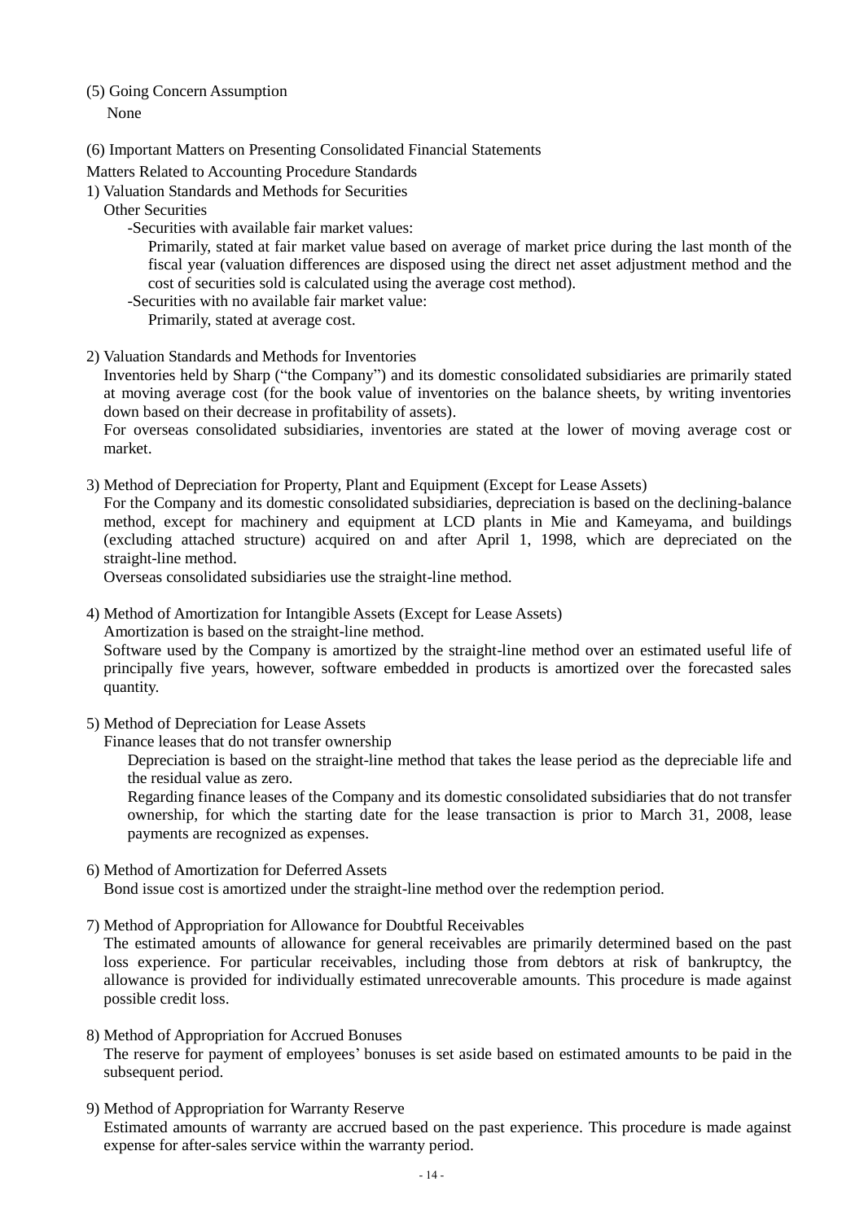(5) Going Concern Assumption

None

(6) Important Matters on Presenting Consolidated Financial Statements

Matters Related to Accounting Procedure Standards

1) Valuation Standards and Methods for Securities

Other Securities

-Securities with available fair market values:

Primarily, stated at fair market value based on average of market price during the last month of the fiscal year (valuation differences are disposed using the direct net asset adjustment method and the cost of securities sold is calculated using the average cost method).

-Securities with no available fair market value:

Primarily, stated at average cost.

2) Valuation Standards and Methods for Inventories

Inventories held by Sharp ("the Company") and its domestic consolidated subsidiaries are primarily stated at moving average cost (for the book value of inventories on the balance sheets, by writing inventories down based on their decrease in profitability of assets).

For overseas consolidated subsidiaries, inventories are stated at the lower of moving average cost or market.

3) Method of Depreciation for Property, Plant and Equipment (Except for Lease Assets)

For the Company and its domestic consolidated subsidiaries, depreciation is based on the declining-balance method, except for machinery and equipment at LCD plants in Mie and Kameyama, and buildings (excluding attached structure) acquired on and after April 1, 1998, which are depreciated on the straight-line method.

Overseas consolidated subsidiaries use the straight-line method.

4) Method of Amortization for Intangible Assets (Except for Lease Assets)

Amortization is based on the straight-line method.

Software used by the Company is amortized by the straight-line method over an estimated useful life of principally five years, however, software embedded in products is amortized over the forecasted sales quantity.

5) Method of Depreciation for Lease Assets

Finance leases that do not transfer ownership

Depreciation is based on the straight-line method that takes the lease period as the depreciable life and the residual value as zero.

Regarding finance leases of the Company and its domestic consolidated subsidiaries that do not transfer ownership, for which the starting date for the lease transaction is prior to March 31, 2008, lease payments are recognized as expenses.

6) Method of Amortization for Deferred Assets

Bond issue cost is amortized under the straight-line method over the redemption period.

7) Method of Appropriation for Allowance for Doubtful Receivables

The estimated amounts of allowance for general receivables are primarily determined based on the past loss experience. For particular receivables, including those from debtors at risk of bankruptcy, the allowance is provided for individually estimated unrecoverable amounts. This procedure is made against possible credit loss.

8) Method of Appropriation for Accrued Bonuses

The reserve for payment of employees' bonuses is set aside based on estimated amounts to be paid in the subsequent period.

9) Method of Appropriation for Warranty Reserve

Estimated amounts of warranty are accrued based on the past experience. This procedure is made against expense for after-sales service within the warranty period.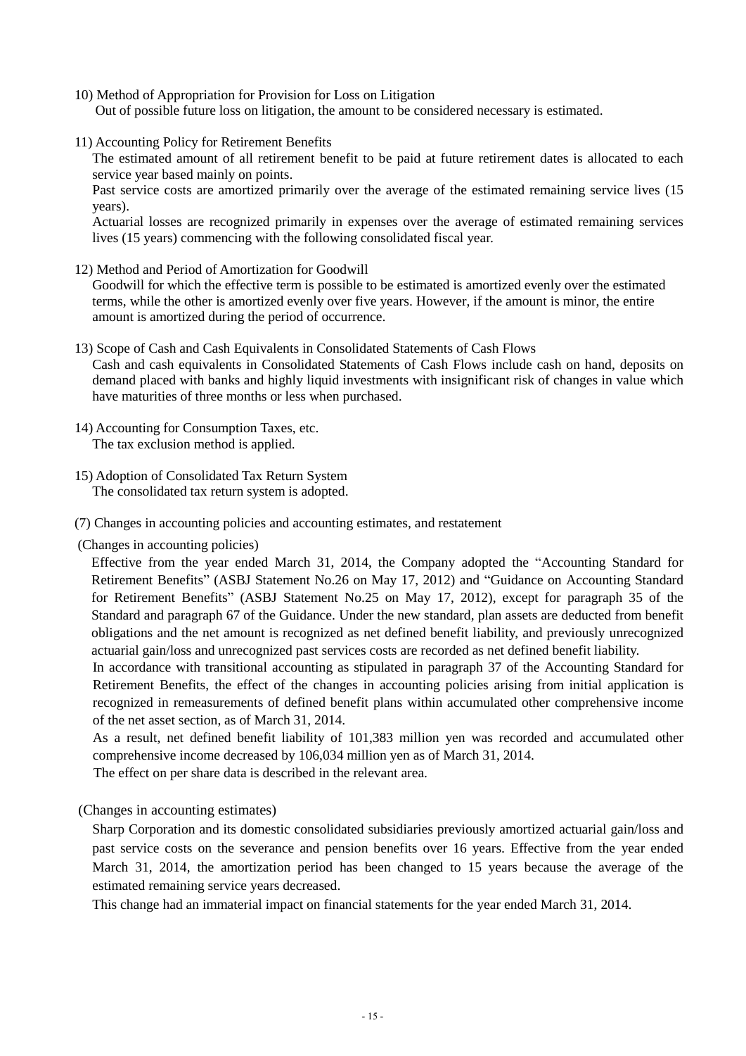10) Method of Appropriation for Provision for Loss on Litigation

Out of possible future loss on litigation, the amount to be considered necessary is estimated.

11) Accounting Policy for Retirement Benefits

The estimated amount of all retirement benefit to be paid at future retirement dates is allocated to each service year based mainly on points.

Past service costs are amortized primarily over the average of the estimated remaining service lives (15 years).

Actuarial losses are recognized primarily in expenses over the average of estimated remaining services lives (15 years) commencing with the following consolidated fiscal year.

12) Method and Period of Amortization for Goodwill

Goodwill for which the effective term is possible to be estimated is amortized evenly over the estimated terms, while the other is amortized evenly over five years. However, if the amount is minor, the entire amount is amortized during the period of occurrence.

13) Scope of Cash and Cash Equivalents in Consolidated Statements of Cash Flows

Cash and cash equivalents in Consolidated Statements of Cash Flows include cash on hand, deposits on demand placed with banks and highly liquid investments with insignificant risk of changes in value which have maturities of three months or less when purchased.

14) Accounting for Consumption Taxes, etc.

The tax exclusion method is applied.

15) Adoption of Consolidated Tax Return System

The consolidated tax return system is adopted.

(7) Changes in accounting policies and accounting estimates, and restatement

(Changes in accounting policies)

Effective from the year ended March 31, 2014, the Company adopted the "Accounting Standard for Retirement Benefits" (ASBJ Statement No.26 on May 17, 2012) and "Guidance on Accounting Standard for Retirement Benefits" (ASBJ Statement No.25 on May 17, 2012), except for paragraph 35 of the Standard and paragraph 67 of the Guidance. Under the new standard, plan assets are deducted from benefit obligations and the net amount is recognized as net defined benefit liability, and previously unrecognized actuarial gain/loss and unrecognized past services costs are recorded as net defined benefit liability.

In accordance with transitional accounting as stipulated in paragraph 37 of the Accounting Standard for Retirement Benefits, the effect of the changes in accounting policies arising from initial application is recognized in remeasurements of defined benefit plans within accumulated other comprehensive income of the net asset section, as of March 31, 2014.

As a result, net defined benefit liability of 101,383 million yen was recorded and accumulated other comprehensive income decreased by 106,034 million yen as of March 31, 2014.

The effect on per share data is described in the relevant area.

(Changes in accounting estimates)

Sharp Corporation and its domestic consolidated subsidiaries previously amortized actuarial gain/loss and past service costs on the severance and pension benefits over 16 years. Effective from the year ended March 31, 2014, the amortization period has been changed to 15 years because the average of the estimated remaining service years decreased.

This change had an immaterial impact on financial statements for the year ended March 31, 2014.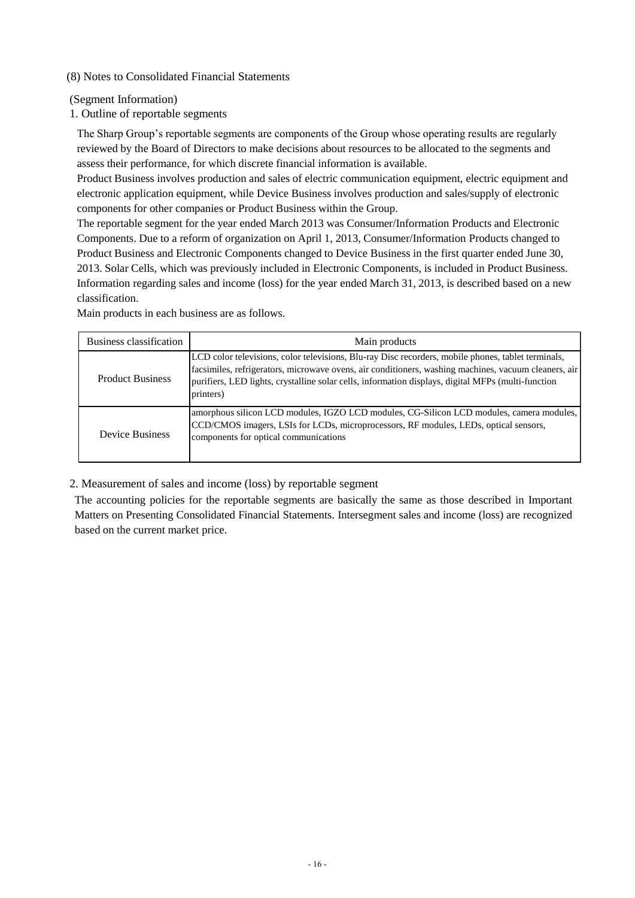## (8) Notes to Consolidated Financial Statements

(Segment Information)

### 1. Outline of reportable segments

The Sharp Group's reportable segments are components of the Group whose operating results are regularly reviewed by the Board of Directors to make decisions about resources to be allocated to the segments and assess their performance, for which discrete financial information is available.

Product Business involves production and sales of electric communication equipment, electric equipment and electronic application equipment, while Device Business involves production and sales/supply of electronic components for other companies or Product Business within the Group.

The reportable segment for the year ended March 2013 was Consumer/Information Products and Electronic Components. Due to a reform of organization on April 1, 2013, Consumer/Information Products changed to Product Business and Electronic Components changed to Device Business in the first quarter ended June 30, 2013. Solar Cells, which was previously included in Electronic Components, is included in Product Business. Information regarding sales and income (loss) for the year ended March 31, 2013, is described based on a new classification.

Main products in each business are as follows.

| Business classification | Main products |
| --- | --- |
| Product Business | LCD color televisions, color televisions, Blu-ray Disc recorders, mobile phones, tablet terminals, facsimiles, refrigerators, microwave ovens, air conditioners, washing machines, vacuum cleaners, air purifiers, LED lights, crystalline solar cells, information displays, digital MFPs (multi-function printers) |
| Device Business | amorphous silicon LCD modules, IGZO LCD modules, CG-Silicon LCD modules, camera modules, CCD/CMOS imagers, LSIs for LCDs, microprocessors, RF modules, LEDs, optical sensors, components for optical communications |

### 2. Measurement of sales and income (loss) by reportable segment

The accounting policies for the reportable segments are basically the same as those described in Important Matters on Presenting Consolidated Financial Statements. Intersegment sales and income (loss) are recognized based on the current market price.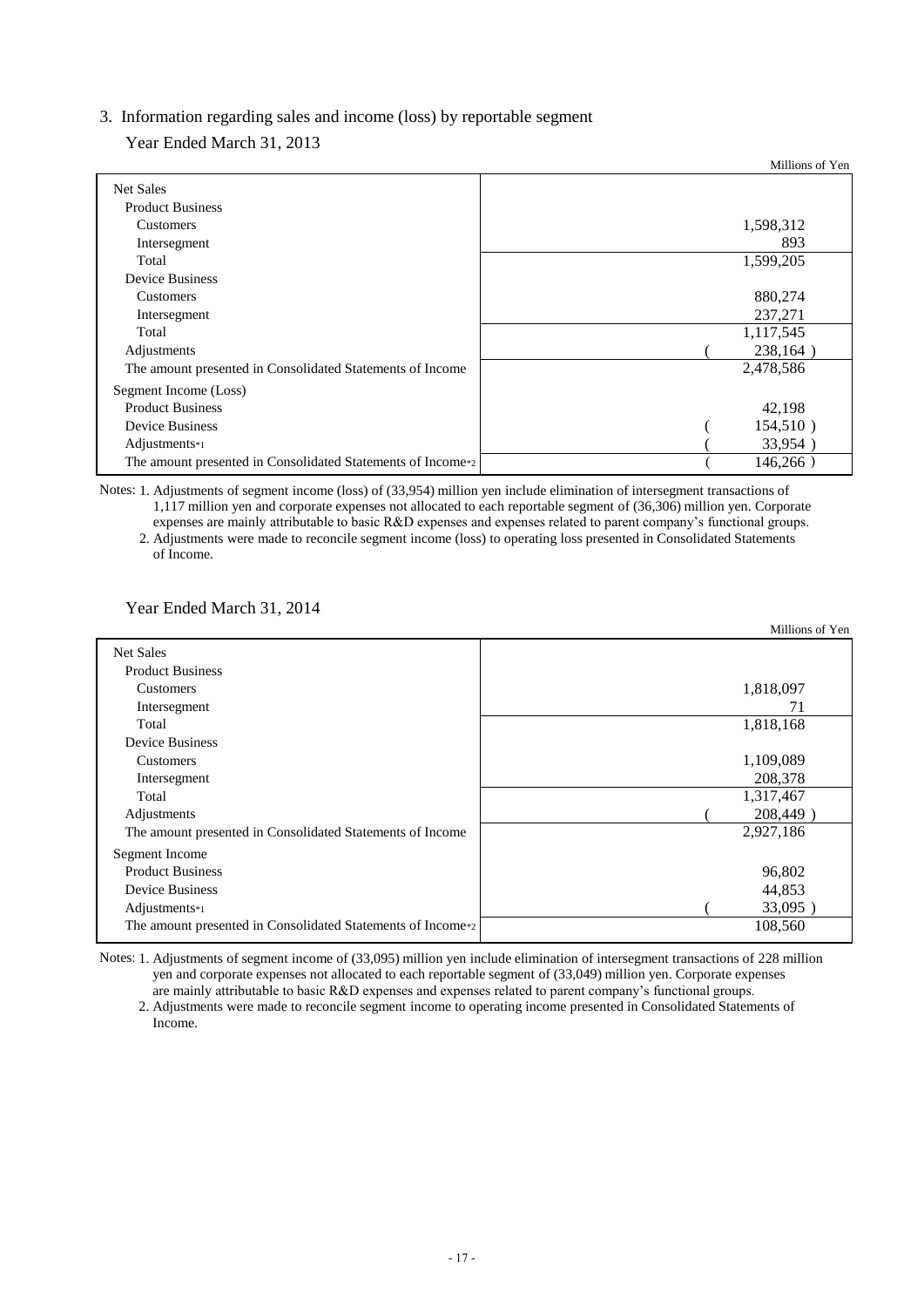## 3. Information regarding sales and income (loss) by reportable segment

### Year Ended March 31, 2013

Millions of Yen

| | |
|---|---|
| Net Sales | |
| Product Business | |
| Customers | 1,598,312 |
| Intersegment | 893 |
| Total | 1,599,205 |
| Device Business | |
| Customers | 880,274 |
| Intersegment | 237,271 |
| Total | 1,117,545 |
| Adjustments | ( 238,164 ) |
| The amount presented in Consolidated Statements of Income | 2,478,586 |
| Segment Income (Loss) | |
| Product Business | 42,198 |
| Device Business | ( 154,510 ) |
| Adjustments*1 | ( 33,954 ) |
| The amount presented in Consolidated Statements of Income*2 | ( 146,266 ) |

Notes: 1. Adjustments of segment income (loss) of (33,954) million yen include elimination of intersegment transactions of 1,117 million yen and corporate expenses not allocated to each reportable segment of (36,306) million yen. Corporate expenses are mainly attributable to basic R&D expenses and expenses related to parent company's functional groups.

2. Adjustments were made to reconcile segment income (loss) to operating loss presented in Consolidated Statements of Income.

### Year Ended March 31, 2014

Millions of Yen

| | |
|---|---|
| Net Sales | |
| Product Business | |
| Customers | 1,818,097 |
| Intersegment | 71 |
| Total | 1,818,168 |
| Device Business | |
| Customers | 1,109,089 |
| Intersegment | 208,378 |
| Total | 1,317,467 |
| Adjustments | ( 208,449 ) |
| The amount presented in Consolidated Statements of Income | 2,927,186 |
| Segment Income | |
| Product Business | 96,802 |
| Device Business | 44,853 |
| Adjustments*1 | ( 33,095 ) |
| The amount presented in Consolidated Statements of Income*2 | 108,560 |

Notes: 1. Adjustments of segment income of (33,095) million yen include elimination of intersegment transactions of 228 million yen and corporate expenses not allocated to each reportable segment of (33,049) million yen. Corporate expenses are mainly attributable to basic R&D expenses and expenses related to parent company's functional groups.

2. Adjustments were made to reconcile segment income to operating income presented in Consolidated Statements of Income.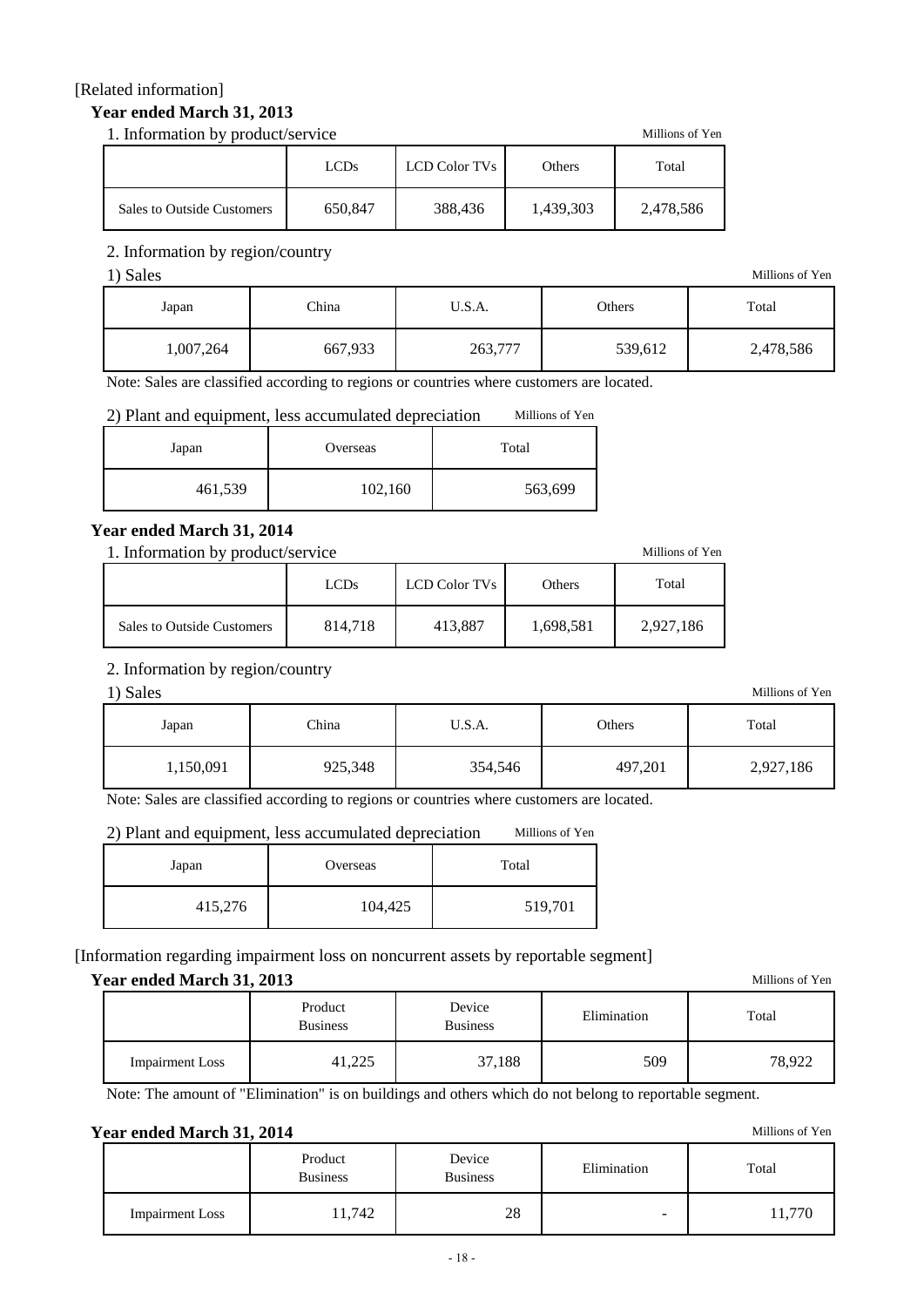[Related information]

### Year ended March 31, 2013

1. Information by product/service

Millions of Yen

| | LCDs | LCD Color TVs | Others | Total |
|---|---|---|---|---|
| Sales to Outside Customers | 650,847 | 388,436 | 1,439,303 | 2,478,586 |

2. Information by region/country

1) Sales

Millions of Yen

| Japan | China | U.S.A. | Others | Total |
|---|---|---|---|---|
| 1,007,264 | 667,933 | 263,777 | 539,612 | 2,478,586 |

Note: Sales are classified according to regions or countries where customers are located.

2) Plant and equipment, less accumulated depreciation

Millions of Yen

| Japan | Overseas | Total |
|---|---|---|
| 461,539 | 102,160 | 563,699 |

### Year ended March 31, 2014

1. Information by product/service

Millions of Yen

| | LCDs | LCD Color TVs | Others | Total |
|---|---|---|---|---|
| Sales to Outside Customers | 814,718 | 413,887 | 1,698,581 | 2,927,186 |

2. Information by region/country

1) Sales

Millions of Yen

| Japan | China | U.S.A. | Others | Total |
|---|---|---|---|---|
| 1,150,091 | 925,348 | 354,546 | 497,201 | 2,927,186 |

Note: Sales are classified according to regions or countries where customers are located.

2) Plant and equipment, less accumulated depreciation

Millions of Yen

| Japan | Overseas | Total |
|---|---|---|
| 415,276 | 104,425 | 519,701 |

[Information regarding impairment loss on noncurrent assets by reportable segment]

### Year ended March 31, 2013

Millions of Yen

| | Product Business | Device Business | Elimination | Total |
|---|---|---|---|---|
| Impairment Loss | 41,225 | 37,188 | 509 | 78,922 |

Note: The amount of "Elimination" is on buildings and others which do not belong to reportable segment.

### Year ended March 31, 2014

Millions of Yen

| | Product Business | Device Business | Elimination | Total |
|---|---|---|---|---|
| Impairment Loss | 11,742 | 28 | - | 11,770 |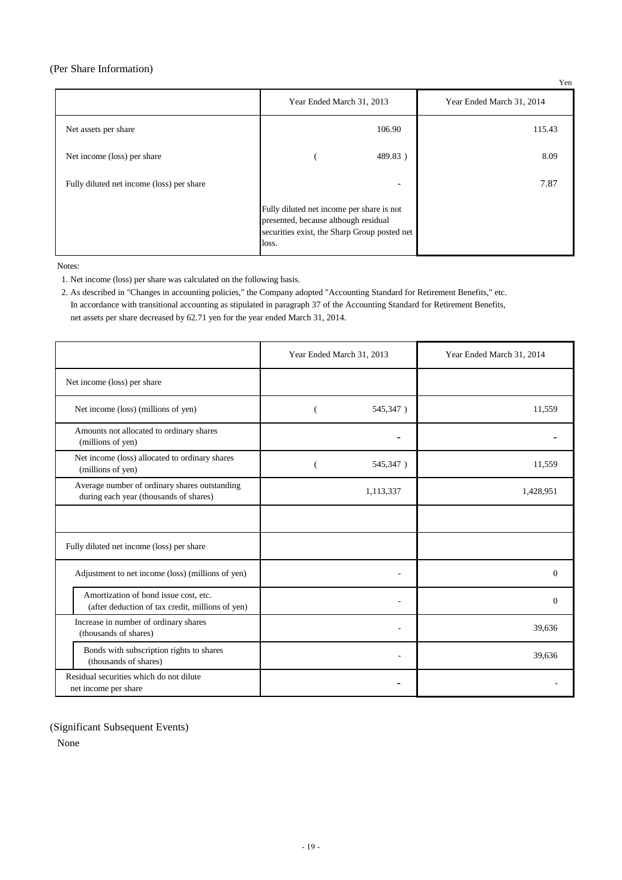## (Per Share Information)

Yen

| | Year Ended March 31, 2013 | Year Ended March 31, 2014 |
|---|---|---|
| Net assets per share | 106.90 | 115.43 |
| Net income (loss) per share | ( 489.83 ) | 8.09 |
| Fully diluted net income (loss) per share | - | 7.87 |
| | Fully diluted net income per share is not presented, because although residual securities exist, the Sharp Group posted net loss. | |

Notes:

1. Net income (loss) per share was calculated on the following basis.
2. As described in "Changes in accounting policies," the Company adopted "Accounting Standard for Retirement Benefits," etc. In accordance with transitional accounting as stipulated in paragraph 37 of the Accounting Standard for Retirement Benefits, net assets per share decreased by 62.71 yen for the year ended March 31, 2014.

| | Year Ended March 31, 2013 | Year Ended March 31, 2014 |
|---|---|---|
| Net income (loss) per share | | |
| Net income (loss) (millions of yen) | ( 545,347 ) | 11,559 |
| Amounts not allocated to ordinary shares (millions of yen) | - | - |
| Net income (loss) allocated to ordinary shares (millions of yen) | ( 545,347 ) | 11,559 |
| Average number of ordinary shares outstanding during each year (thousands of shares) | 1,113,337 | 1,428,951 |
| | | |
| Fully diluted net income (loss) per share | | |
| Adjustment to net income (loss) (millions of yen) | - | 0 |
| Amortization of bond issue cost, etc. (after deduction of tax credit, millions of yen) | - | 0 |
| Increase in number of ordinary shares (thousands of shares) | - | 39,636 |
| Bonds with subscription rights to shares (thousands of shares) | - | 39,636 |
| Residual securities which do not dilute net income per share | - | - |

## (Significant Subsequent Events)

None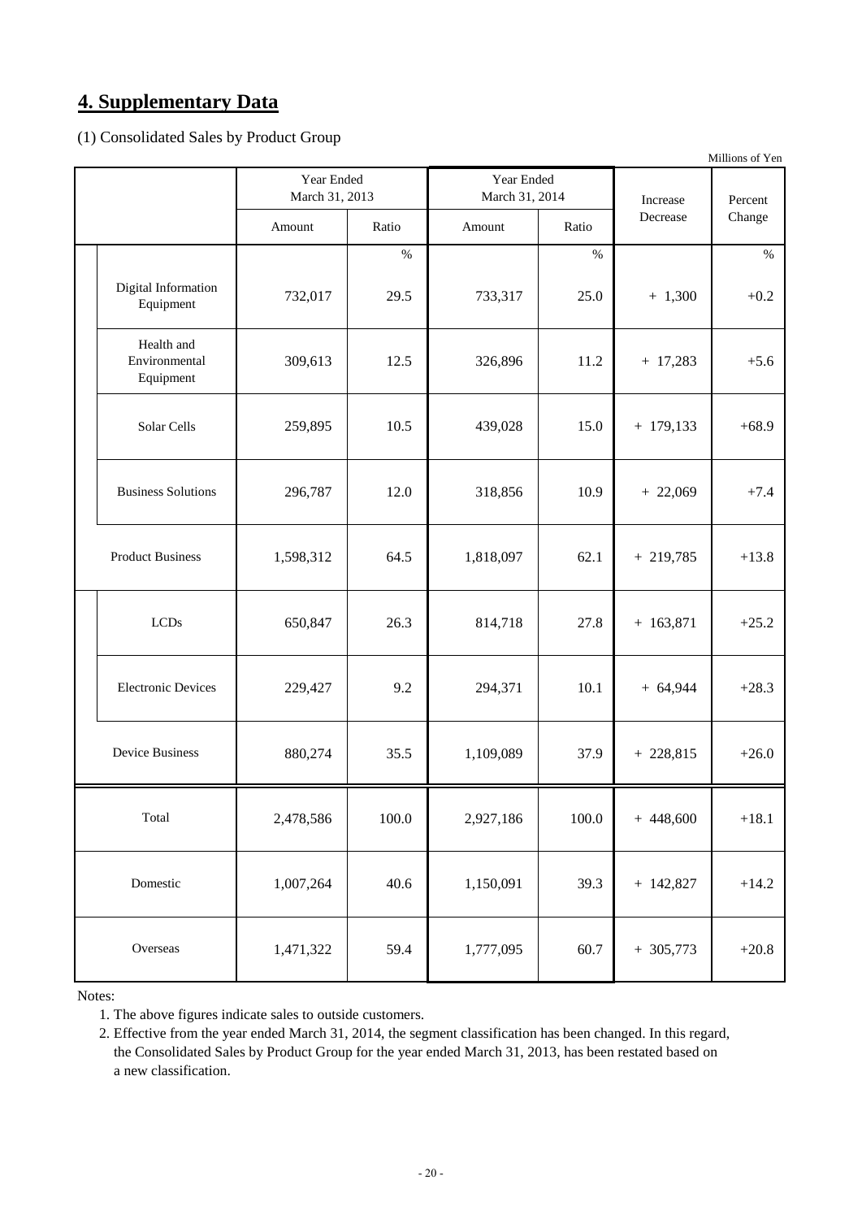## 4. Supplementary Data

(1) Consolidated Sales by Product Group

Millions of Yen

| | Year Ended March 31, 2013 | | Year Ended March 31, 2014 | | Increase Decrease | Percent Change |
|---|---|---|---|---|---|---|
| | Amount | Ratio | Amount | Ratio | | |
| | | % | | % | | % |
| Digital Information Equipment | 732,017 | 29.5 | 733,317 | 25.0 | + 1,300 | +0.2 |
| Health and Environmental Equipment | 309,613 | 12.5 | 326,896 | 11.2 | + 17,283 | +5.6 |
| Solar Cells | 259,895 | 10.5 | 439,028 | 15.0 | + 179,133 | +68.9 |
| Business Solutions | 296,787 | 12.0 | 318,856 | 10.9 | + 22,069 | +7.4 |
| Product Business | 1,598,312 | 64.5 | 1,818,097 | 62.1 | + 219,785 | +13.8 |
| LCDs | 650,847 | 26.3 | 814,718 | 27.8 | + 163,871 | +25.2 |
| Electronic Devices | 229,427 | 9.2 | 294,371 | 10.1 | + 64,944 | +28.3 |
| Device Business | 880,274 | 35.5 | 1,109,089 | 37.9 | + 228,815 | +26.0 |
| Total | 2,478,586 | 100.0 | 2,927,186 | 100.0 | + 448,600 | +18.1 |
| Domestic | 1,007,264 | 40.6 | 1,150,091 | 39.3 | + 142,827 | +14.2 |
| Overseas | 1,471,322 | 59.4 | 1,777,095 | 60.7 | + 305,773 | +20.8 |

Notes:

1. The above figures indicate sales to outside customers.
2. Effective from the year ended March 31, 2014, the segment classification has been changed. In this regard, the Consolidated Sales by Product Group for the year ended March 31, 2013, has been restated based on a new classification.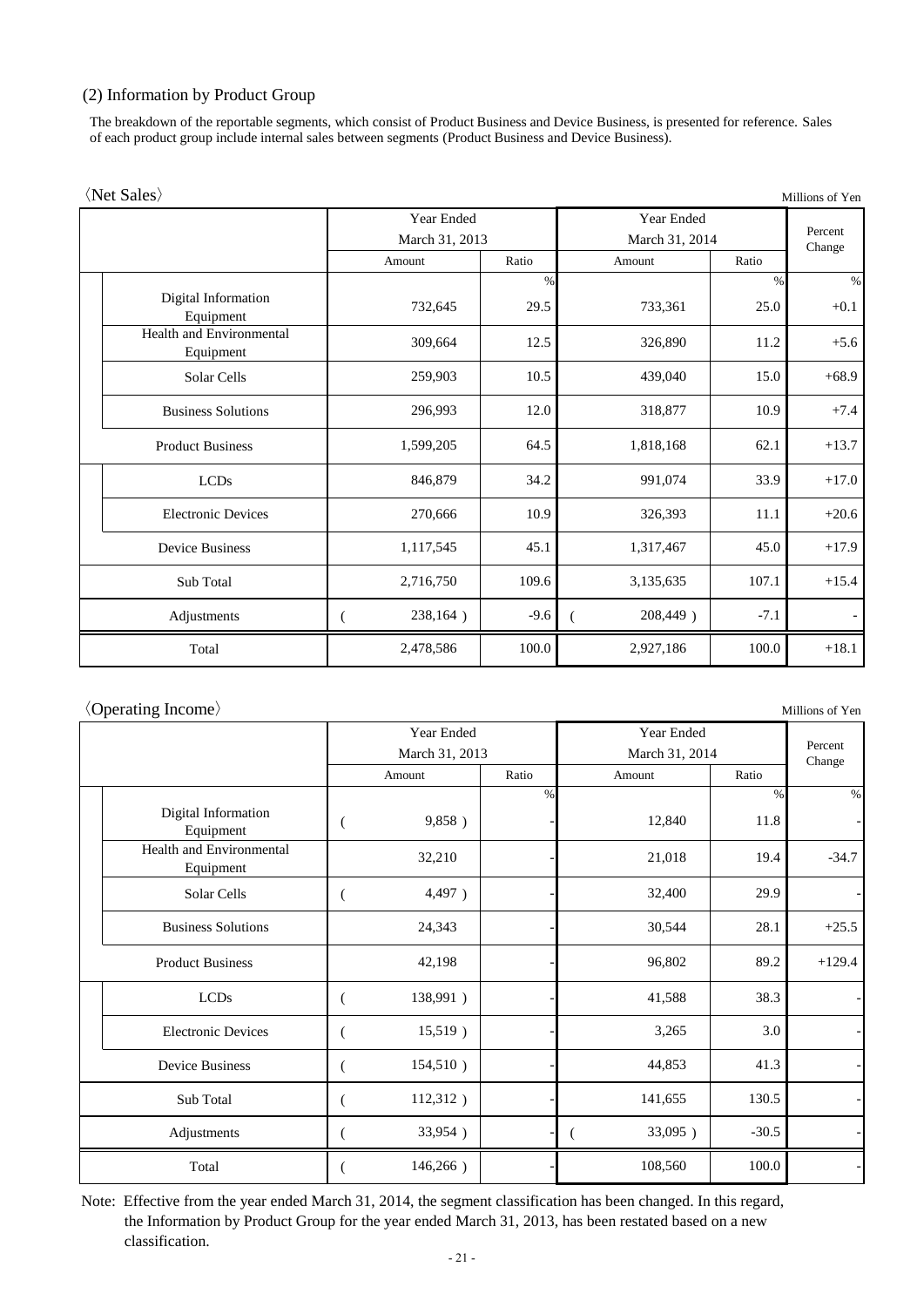## (2) Information by Product Group

The breakdown of the reportable segments, which consist of Product Business and Device Business, is presented for reference. Sales of each product group include internal sales between segments (Product Business and Device Business).

〈Net Sales〉

Millions of Yen

| | Year Ended March 31, 2013 | | Year Ended March 31, 2014 | | Percent Change |
|---|---|---|---|---|---|
| | Amount | Ratio | Amount | Ratio | |
| | | % | | % | % |
| Digital Information Equipment | 732,645 | 29.5 | 733,361 | 25.0 | +0.1 |
| Health and Environmental Equipment | 309,664 | 12.5 | 326,890 | 11.2 | +5.6 |
| Solar Cells | 259,903 | 10.5 | 439,040 | 15.0 | +68.9 |
| Business Solutions | 296,993 | 12.0 | 318,877 | 10.9 | +7.4 |
| Product Business | 1,599,205 | 64.5 | 1,818,168 | 62.1 | +13.7 |
| LCDs | 846,879 | 34.2 | 991,074 | 33.9 | +17.0 |
| Electronic Devices | 270,666 | 10.9 | 326,393 | 11.1 | +20.6 |
| Device Business | 1,117,545 | 45.1 | 1,317,467 | 45.0 | +17.9 |
| Sub Total | 2,716,750 | 109.6 | 3,135,635 | 107.1 | +15.4 |
| Adjustments | ( 238,164 ) | -9.6 | ( 208,449 ) | -7.1 | - |
| Total | 2,478,586 | 100.0 | 2,927,186 | 100.0 | +18.1 |

〈Operating Income〉

Millions of Yen

| | Year Ended March 31, 2013 | | Year Ended March 31, 2014 | | Percent Change |
|---|---|---|---|---|---|
| | Amount | Ratio | Amount | Ratio | |
| | | % | | % | % |
| Digital Information Equipment | ( 9,858 ) | - | 12,840 | 11.8 | - |
| Health and Environmental Equipment | 32,210 | - | 21,018 | 19.4 | -34.7 |
| Solar Cells | ( 4,497 ) | - | 32,400 | 29.9 | - |
| Business Solutions | 24,343 | - | 30,544 | 28.1 | +25.5 |
| Product Business | 42,198 | - | 96,802 | 89.2 | +129.4 |
| LCDs | ( 138,991 ) | - | 41,588 | 38.3 | - |
| Electronic Devices | ( 15,519 ) | - | 3,265 | 3.0 | - |
| Device Business | ( 154,510 ) | - | 44,853 | 41.3 | - |
| Sub Total | ( 112,312 ) | - | 141,655 | 130.5 | - |
| Adjustments | ( 33,954 ) | - | ( 33,095 ) | -30.5 | - |
| Total | ( 146,266 ) | - | 108,560 | 100.0 | - |

Note: Effective from the year ended March 31, 2014, the segment classification has been changed. In this regard, the Information by Product Group for the year ended March 31, 2013, has been restated based on a new classification.